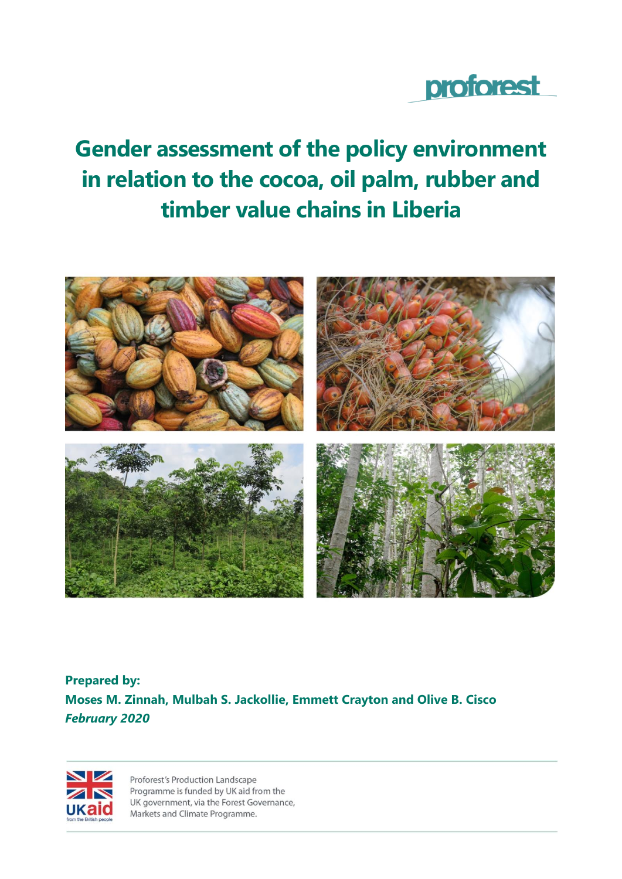proforest

# Gender assessment of the policy environment in relation to the cocoa, oil palm, rubber and timber value chains in Liberia

**Prepared by:**
**Moses M. Zinnah, Mulbah S. Jackollie, Emmett Crayton and Olive B. Cisco**
***February 2020***

UKaid from the British people

Proforest's Production Landscape Programme is funded by UK aid from the UK government, via the Forest Governance, Markets and Climate Programme.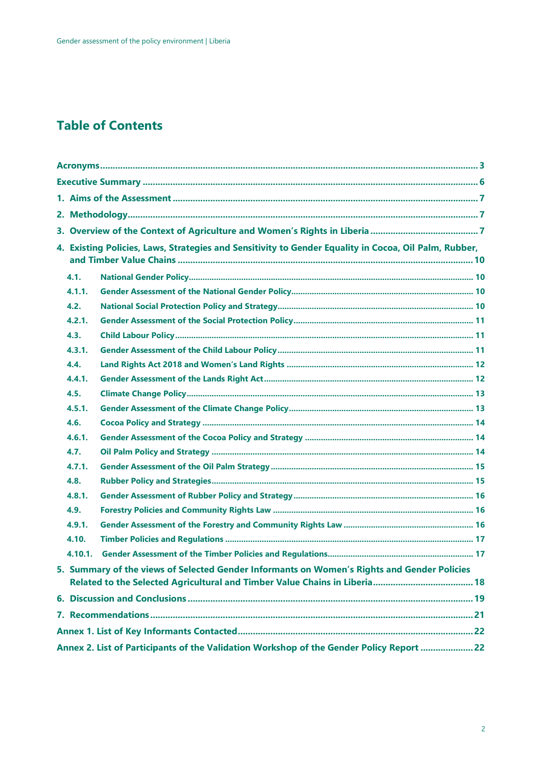# Table of Contents

- Acronyms ........................................................................ 3
- Executive Summary ........................................................................ 6
- 1. Aims of the Assessment ........................................................................ 7
- 2. Methodology ........................................................................ 7
- 3. Overview of the Context of Agriculture and Women's Rights in Liberia ........................................................................ 7
- 4. Existing Policies, Laws, Strategies and Sensitivity to Gender Equality in Cocoa, Oil Palm, Rubber, and Timber Value Chains ........................................................................ 10
  - 4.1. National Gender Policy ........................................................................ 10
  - 4.1.1. Gender Assessment of the National Gender Policy ........................................................................ 10
  - 4.2. National Social Protection Policy and Strategy ........................................................................ 10
  - 4.2.1. Gender Assessment of the Social Protection Policy ........................................................................ 11
  - 4.3. Child Labour Policy ........................................................................ 11
  - 4.3.1. Gender Assessment of the Child Labour Policy ........................................................................ 11
  - 4.4. Land Rights Act 2018 and Women's Land Rights ........................................................................ 12
  - 4.4.1. Gender Assessment of the Lands Right Act ........................................................................ 12
  - 4.5. Climate Change Policy ........................................................................ 13
  - 4.5.1. Gender Assessment of the Climate Change Policy ........................................................................ 13
  - 4.6. Cocoa Policy and Strategy ........................................................................ 14
  - 4.6.1. Gender Assessment of the Cocoa Policy and Strategy ........................................................................ 14
  - 4.7. Oil Palm Policy and Strategy ........................................................................ 14
  - 4.7.1. Gender Assessment of the Oil Palm Strategy ........................................................................ 15
  - 4.8. Rubber Policy and Strategies ........................................................................ 15
  - 4.8.1. Gender Assessment of Rubber Policy and Strategy ........................................................................ 16
  - 4.9. Forestry Policies and Community Rights Law ........................................................................ 16
  - 4.9.1. Gender Assessment of the Forestry and Community Rights Law ........................................................................ 16
  - 4.10. Timber Policies and Regulations ........................................................................ 17
  - 4.10.1. Gender Assessment of the Timber Policies and Regulations ........................................................................ 17
- 5. Summary of the views of Selected Gender Informants on Women's Rights and Gender Policies Related to the Selected Agricultural and Timber Value Chains in Liberia ........................................................................ 18
- 6. Discussion and Conclusions ........................................................................ 19
- 7. Recommendations ........................................................................ 21
- Annex 1. List of Key Informants Contacted ........................................................................ 22
- Annex 2. List of Participants of the Validation Workshop of the Gender Policy Report ........................................................................ 22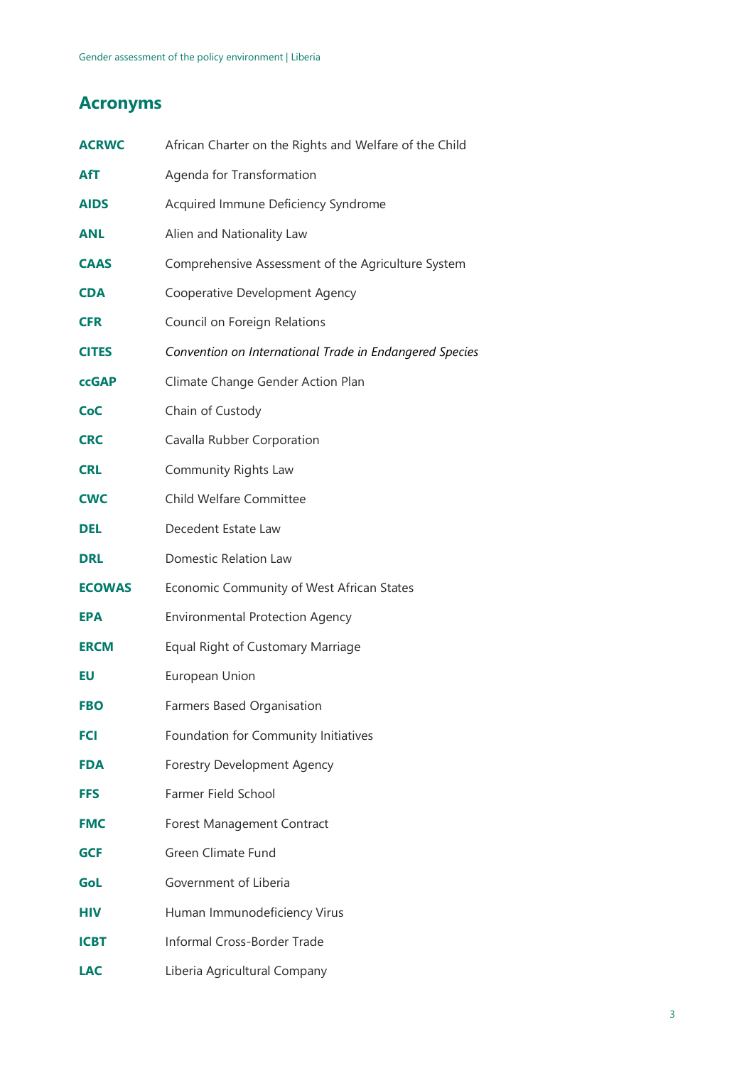## Acronyms

| | |
|---|---|
| **ACRWC** | African Charter on the Rights and Welfare of the Child |
| **AfT** | Agenda for Transformation |
| **AIDS** | Acquired Immune Deficiency Syndrome |
| **ANL** | Alien and Nationality Law |
| **CAAS** | Comprehensive Assessment of the Agriculture System |
| **CDA** | Cooperative Development Agency |
| **CFR** | Council on Foreign Relations |
| **CITES** | *Convention on International Trade in Endangered Species* |
| **ccGAP** | Climate Change Gender Action Plan |
| **CoC** | Chain of Custody |
| **CRC** | Cavalla Rubber Corporation |
| **CRL** | Community Rights Law |
| **CWC** | Child Welfare Committee |
| **DEL** | Decedent Estate Law |
| **DRL** | Domestic Relation Law |
| **ECOWAS** | Economic Community of West African States |
| **EPA** | Environmental Protection Agency |
| **ERCM** | Equal Right of Customary Marriage |
| **EU** | European Union |
| **FBO** | Farmers Based Organisation |
| **FCI** | Foundation for Community Initiatives |
| **FDA** | Forestry Development Agency |
| **FFS** | Farmer Field School |
| **FMC** | Forest Management Contract |
| **GCF** | Green Climate Fund |
| **GoL** | Government of Liberia |
| **HIV** | Human Immunodeficiency Virus |
| **ICBT** | Informal Cross-Border Trade |
| **LAC** | Liberia Agricultural Company |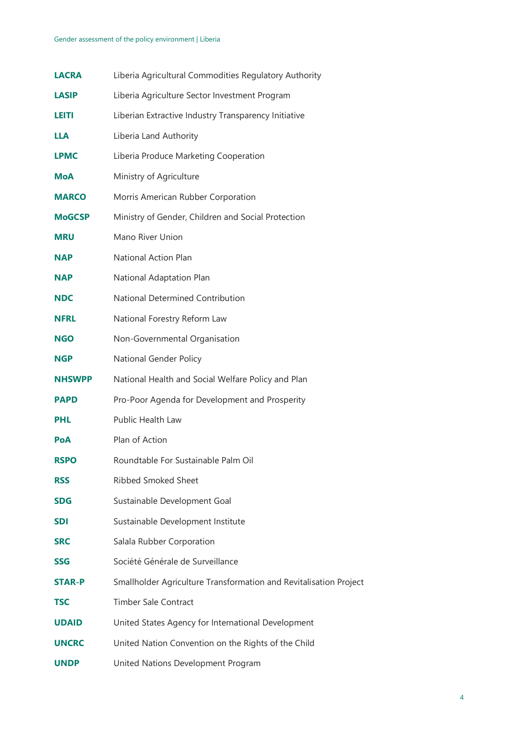| | |
|---|---|
| **LACRA** | Liberia Agricultural Commodities Regulatory Authority |
| **LASIP** | Liberia Agriculture Sector Investment Program |
| **LEITI** | Liberian Extractive Industry Transparency Initiative |
| **LLA** | Liberia Land Authority |
| **LPMC** | Liberia Produce Marketing Cooperation |
| **MoA** | Ministry of Agriculture |
| **MARCO** | Morris American Rubber Corporation |
| **MoGCSP** | Ministry of Gender, Children and Social Protection |
| **MRU** | Mano River Union |
| **NAP** | National Action Plan |
| **NAP** | National Adaptation Plan |
| **NDC** | National Determined Contribution |
| **NFRL** | National Forestry Reform Law |
| **NGO** | Non-Governmental Organisation |
| **NGP** | National Gender Policy |
| **NHSWPP** | National Health and Social Welfare Policy and Plan |
| **PAPD** | Pro-Poor Agenda for Development and Prosperity |
| **PHL** | Public Health Law |
| **PoA** | Plan of Action |
| **RSPO** | Roundtable For Sustainable Palm Oil |
| **RSS** | Ribbed Smoked Sheet |
| **SDG** | Sustainable Development Goal |
| **SDI** | Sustainable Development Institute |
| **SRC** | Salala Rubber Corporation |
| **SSG** | Société Générale de Surveillance |
| **STAR-P** | Smallholder Agriculture Transformation and Revitalisation Project |
| **TSC** | Timber Sale Contract |
| **UDAID** | United States Agency for International Development |
| **UNCRC** | United Nation Convention on the Rights of the Child |
| **UNDP** | United Nations Development Program |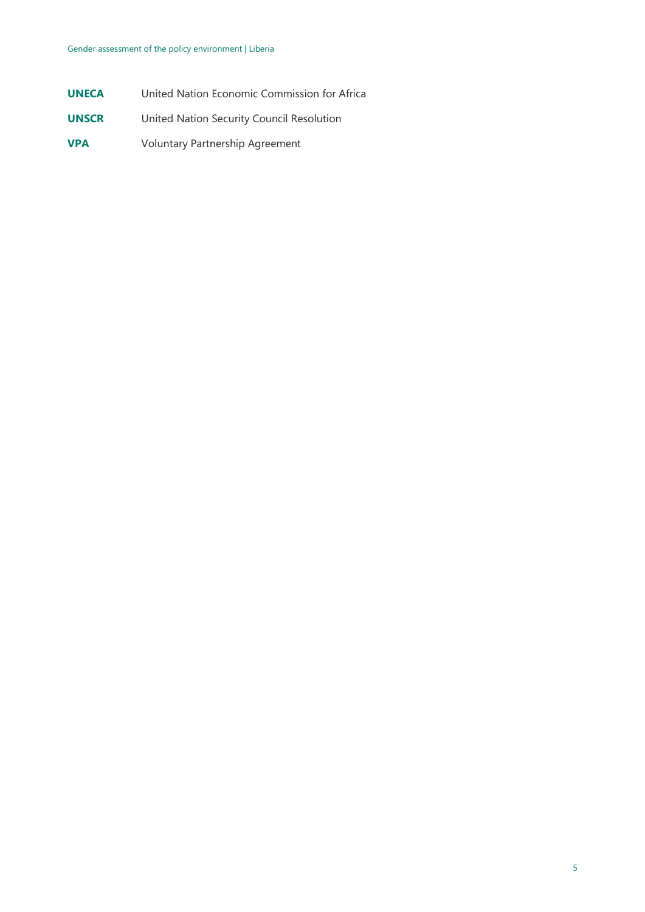| | |
|---|---|
| **UNECA** | United Nation Economic Commission for Africa |
| **UNSCR** | United Nation Security Council Resolution |
| **VPA** | Voluntary Partnership Agreement |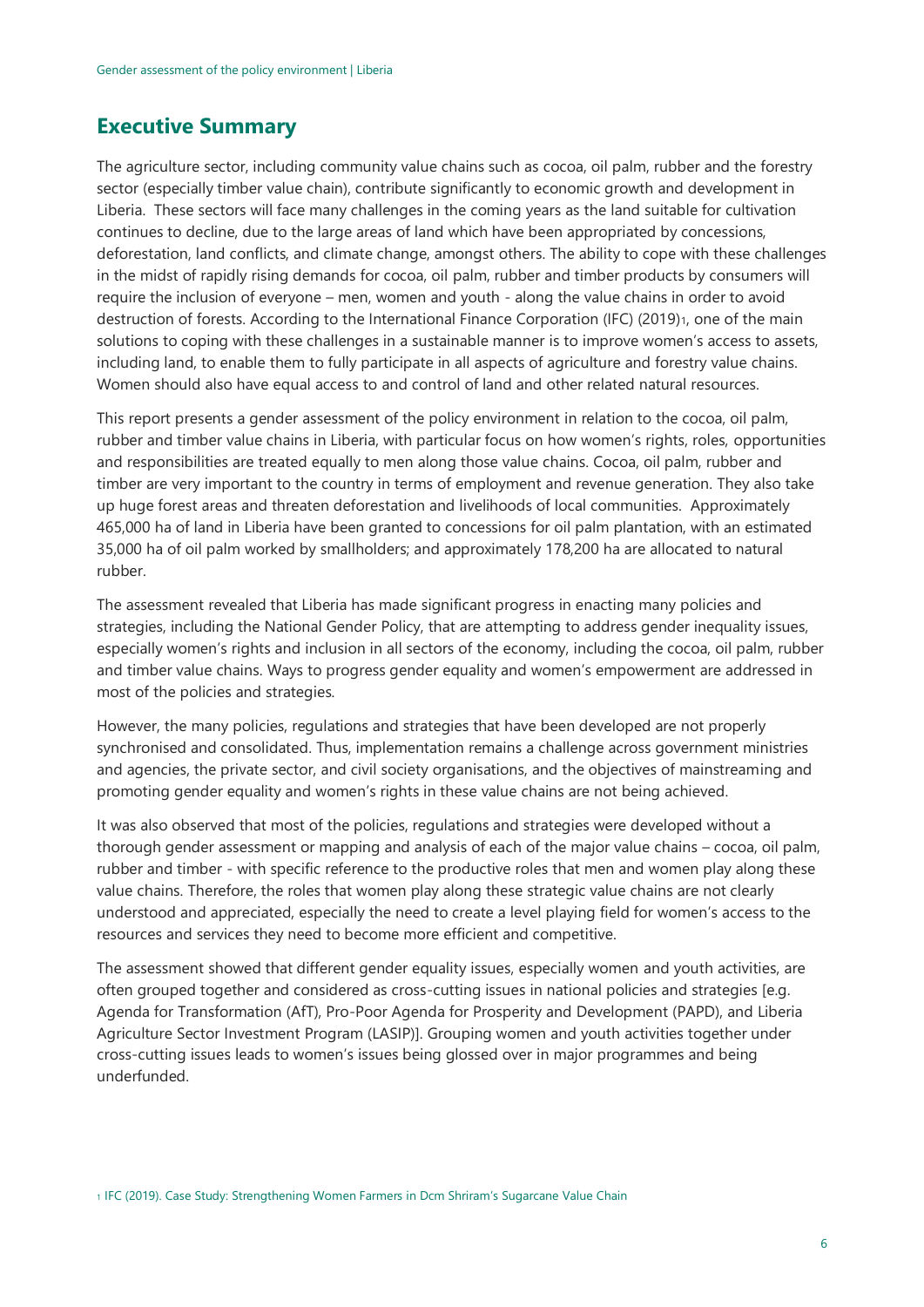## Executive Summary

The agriculture sector, including community value chains such as cocoa, oil palm, rubber and the forestry sector (especially timber value chain), contribute significantly to economic growth and development in Liberia. These sectors will face many challenges in the coming years as the land suitable for cultivation continues to decline, due to the large areas of land which have been appropriated by concessions, deforestation, land conflicts, and climate change, amongst others. The ability to cope with these challenges in the midst of rapidly rising demands for cocoa, oil palm, rubber and timber products by consumers will require the inclusion of everyone – men, women and youth - along the value chains in order to avoid destruction of forests. According to the International Finance Corporation (IFC) (2019)[1], one of the main solutions to coping with these challenges in a sustainable manner is to improve women's access to assets, including land, to enable them to fully participate in all aspects of agriculture and forestry value chains. Women should also have equal access to and control of land and other related natural resources.

This report presents a gender assessment of the policy environment in relation to the cocoa, oil palm, rubber and timber value chains in Liberia, with particular focus on how women's rights, roles, opportunities and responsibilities are treated equally to men along those value chains. Cocoa, oil palm, rubber and timber are very important to the country in terms of employment and revenue generation. They also take up huge forest areas and threaten deforestation and livelihoods of local communities. Approximately 465,000 ha of land in Liberia have been granted to concessions for oil palm plantation, with an estimated 35,000 ha of oil palm worked by smallholders; and approximately 178,200 ha are allocated to natural rubber.

The assessment revealed that Liberia has made significant progress in enacting many policies and strategies, including the National Gender Policy, that are attempting to address gender inequality issues, especially women's rights and inclusion in all sectors of the economy, including the cocoa, oil palm, rubber and timber value chains. Ways to progress gender equality and women's empowerment are addressed in most of the policies and strategies.

However, the many policies, regulations and strategies that have been developed are not properly synchronised and consolidated. Thus, implementation remains a challenge across government ministries and agencies, the private sector, and civil society organisations, and the objectives of mainstreaming and promoting gender equality and women's rights in these value chains are not being achieved.

It was also observed that most of the policies, regulations and strategies were developed without a thorough gender assessment or mapping and analysis of each of the major value chains – cocoa, oil palm, rubber and timber - with specific reference to the productive roles that men and women play along these value chains. Therefore, the roles that women play along these strategic value chains are not clearly understood and appreciated, especially the need to create a level playing field for women's access to the resources and services they need to become more efficient and competitive.

The assessment showed that different gender equality issues, especially women and youth activities, are often grouped together and considered as cross-cutting issues in national policies and strategies [e.g. Agenda for Transformation (AfT), Pro-Poor Agenda for Prosperity and Development (PAPD), and Liberia Agriculture Sector Investment Program (LASIP)]. Grouping women and youth activities together under cross-cutting issues leads to women's issues being glossed over in major programmes and being underfunded.

[1] IFC (2019). Case Study: Strengthening Women Farmers in Dcm Shriram's Sugarcane Value Chain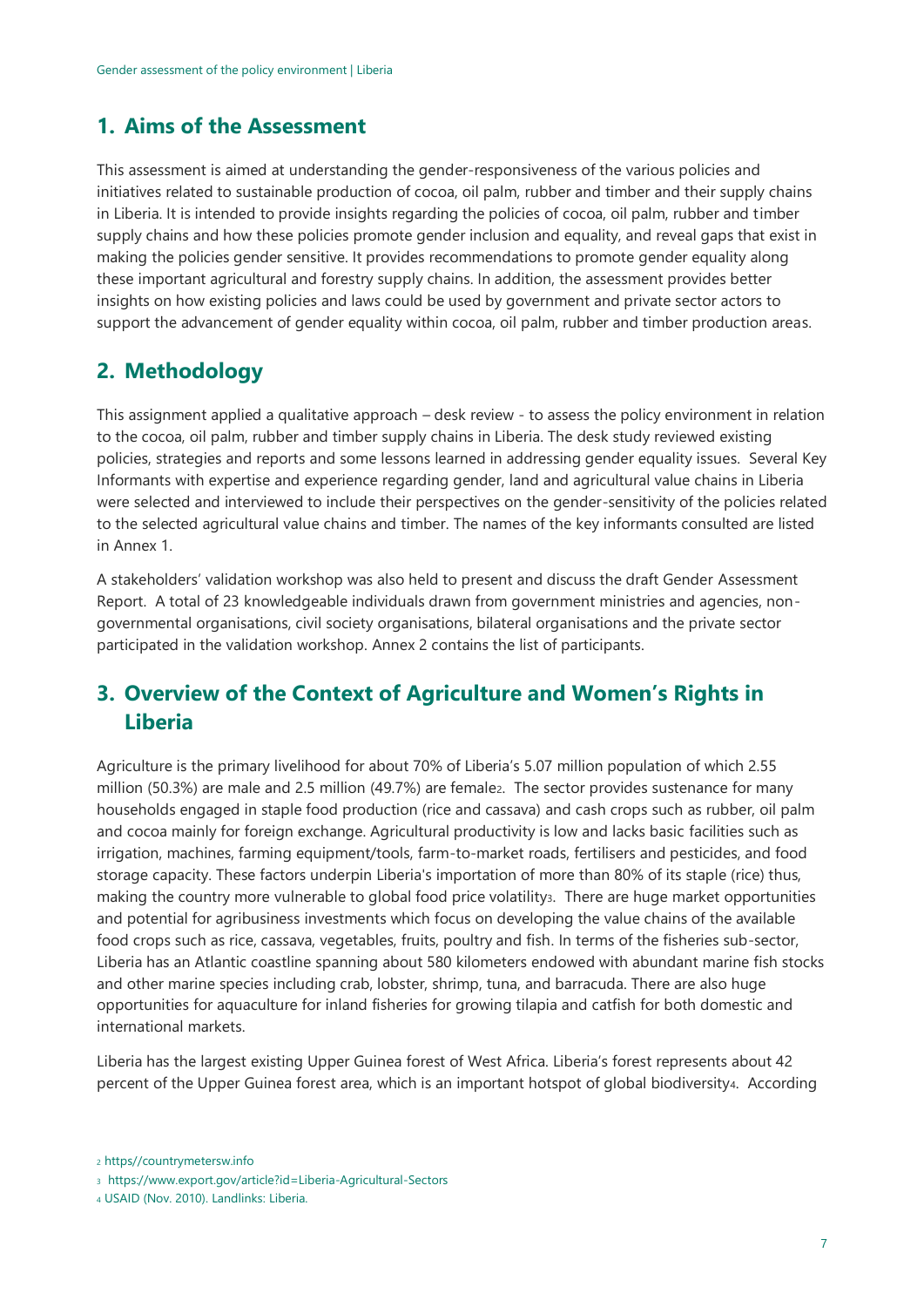## 1. Aims of the Assessment

This assessment is aimed at understanding the gender-responsiveness of the various policies and initiatives related to sustainable production of cocoa, oil palm, rubber and timber and their supply chains in Liberia. It is intended to provide insights regarding the policies of cocoa, oil palm, rubber and timber supply chains and how these policies promote gender inclusion and equality, and reveal gaps that exist in making the policies gender sensitive. It provides recommendations to promote gender equality along these important agricultural and forestry supply chains. In addition, the assessment provides better insights on how existing policies and laws could be used by government and private sector actors to support the advancement of gender equality within cocoa, oil palm, rubber and timber production areas.

## 2. Methodology

This assignment applied a qualitative approach – desk review - to assess the policy environment in relation to the cocoa, oil palm, rubber and timber supply chains in Liberia. The desk study reviewed existing policies, strategies and reports and some lessons learned in addressing gender equality issues. Several Key Informants with expertise and experience regarding gender, land and agricultural value chains in Liberia were selected and interviewed to include their perspectives on the gender-sensitivity of the policies related to the selected agricultural value chains and timber. The names of the key informants consulted are listed in Annex 1.

A stakeholders' validation workshop was also held to present and discuss the draft Gender Assessment Report. A total of 23 knowledgeable individuals drawn from government ministries and agencies, non-governmental organisations, civil society organisations, bilateral organisations and the private sector participated in the validation workshop. Annex 2 contains the list of participants.

## 3. Overview of the Context of Agriculture and Women's Rights in Liberia

Agriculture is the primary livelihood for about 70% of Liberia's 5.07 million population of which 2.55 million (50.3%) are male and 2.5 million (49.7%) are female[2]. The sector provides sustenance for many households engaged in staple food production (rice and cassava) and cash crops such as rubber, oil palm and cocoa mainly for foreign exchange. Agricultural productivity is low and lacks basic facilities such as irrigation, machines, farming equipment/tools, farm-to-market roads, fertilisers and pesticides, and food storage capacity. These factors underpin Liberia's importation of more than 80% of its staple (rice) thus, making the country more vulnerable to global food price volatility[3]. There are huge market opportunities and potential for agribusiness investments which focus on developing the value chains of the available food crops such as rice, cassava, vegetables, fruits, poultry and fish. In terms of the fisheries sub-sector, Liberia has an Atlantic coastline spanning about 580 kilometers endowed with abundant marine fish stocks and other marine species including crab, lobster, shrimp, tuna, and barracuda. There are also huge opportunities for aquaculture for inland fisheries for growing tilapia and catfish for both domestic and international markets.

Liberia has the largest existing Upper Guinea forest of West Africa. Liberia's forest represents about 42 percent of the Upper Guinea forest area, which is an important hotspot of global biodiversity[4]. According

[2] https//countrymetersw.info

[3] https://www.export.gov/article?id=Liberia-Agricultural-Sectors

[4] USAID (Nov. 2010). Landlinks: Liberia.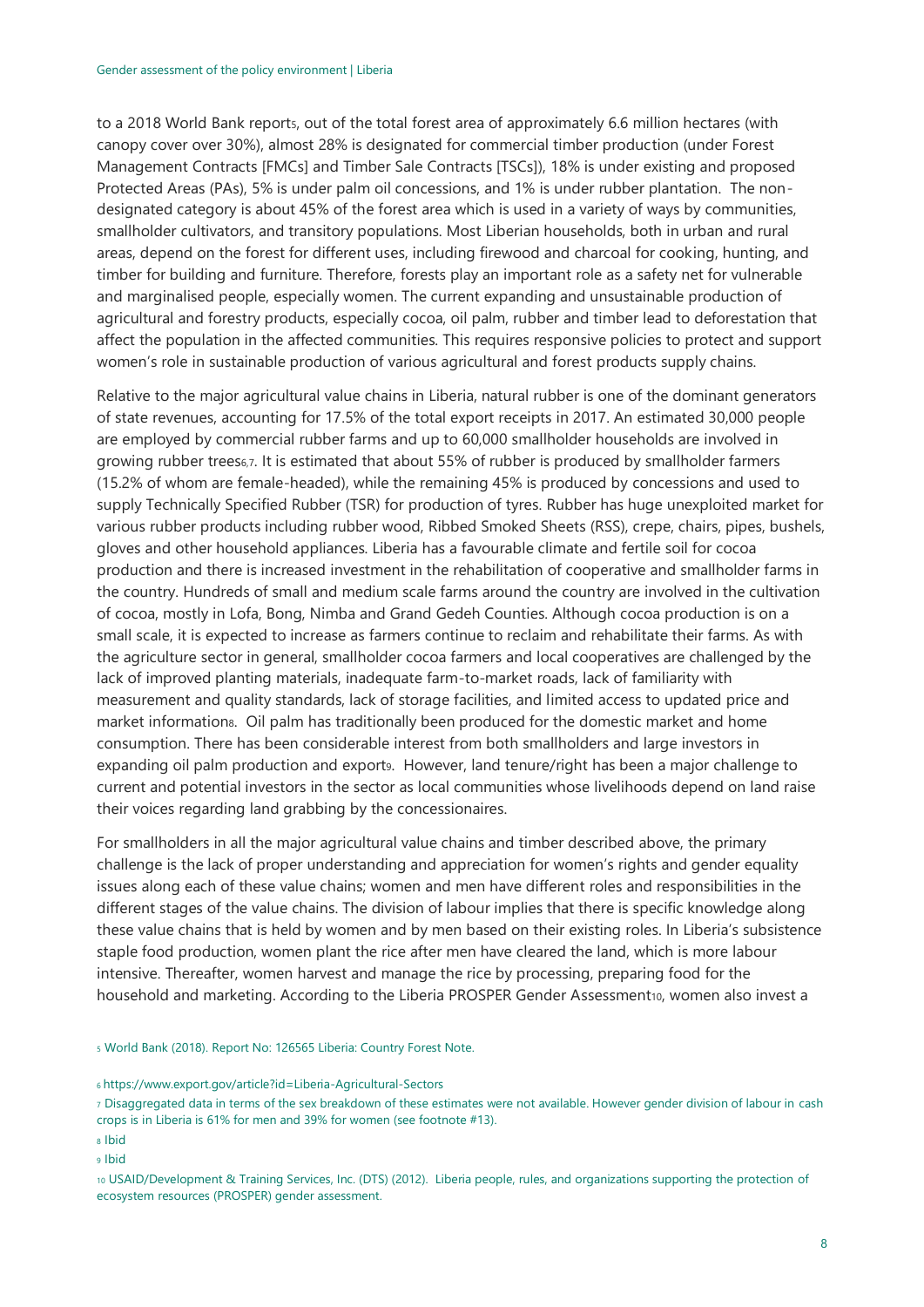to a 2018 World Bank report[5], out of the total forest area of approximately 6.6 million hectares (with canopy cover over 30%), almost 28% is designated for commercial timber production (under Forest Management Contracts [FMCs] and Timber Sale Contracts [TSCs]), 18% is under existing and proposed Protected Areas (PAs), 5% is under palm oil concessions, and 1% is under rubber plantation. The non-designated category is about 45% of the forest area which is used in a variety of ways by communities, smallholder cultivators, and transitory populations. Most Liberian households, both in urban and rural areas, depend on the forest for different uses, including firewood and charcoal for cooking, hunting, and timber for building and furniture. Therefore, forests play an important role as a safety net for vulnerable and marginalised people, especially women. The current expanding and unsustainable production of agricultural and forestry products, especially cocoa, oil palm, rubber and timber lead to deforestation that affect the population in the affected communities. This requires responsive policies to protect and support women's role in sustainable production of various agricultural and forest products supply chains.

Relative to the major agricultural value chains in Liberia, natural rubber is one of the dominant generators of state revenues, accounting for 17.5% of the total export receipts in 2017. An estimated 30,000 people are employed by commercial rubber farms and up to 60,000 smallholder households are involved in growing rubber trees[6,7]. It is estimated that about 55% of rubber is produced by smallholder farmers (15.2% of whom are female-headed), while the remaining 45% is produced by concessions and used to supply Technically Specified Rubber (TSR) for production of tyres. Rubber has huge unexploited market for various rubber products including rubber wood, Ribbed Smoked Sheets (RSS), crepe, chairs, pipes, bushels, gloves and other household appliances. Liberia has a favourable climate and fertile soil for cocoa production and there is increased investment in the rehabilitation of cooperative and smallholder farms in the country. Hundreds of small and medium scale farms around the country are involved in the cultivation of cocoa, mostly in Lofa, Bong, Nimba and Grand Gedeh Counties. Although cocoa production is on a small scale, it is expected to increase as farmers continue to reclaim and rehabilitate their farms. As with the agriculture sector in general, smallholder cocoa farmers and local cooperatives are challenged by the lack of improved planting materials, inadequate farm-to-market roads, lack of familiarity with measurement and quality standards, lack of storage facilities, and limited access to updated price and market information[8]. Oil palm has traditionally been produced for the domestic market and home consumption. There has been considerable interest from both smallholders and large investors in expanding oil palm production and export[9]. However, land tenure/right has been a major challenge to current and potential investors in the sector as local communities whose livelihoods depend on land raise their voices regarding land grabbing by the concessionaires.

For smallholders in all the major agricultural value chains and timber described above, the primary challenge is the lack of proper understanding and appreciation for women's rights and gender equality issues along each of these value chains; women and men have different roles and responsibilities in the different stages of the value chains. The division of labour implies that there is specific knowledge along these value chains that is held by women and by men based on their existing roles. In Liberia's subsistence staple food production, women plant the rice after men have cleared the land, which is more labour intensive. Thereafter, women harvest and manage the rice by processing, preparing food for the household and marketing. According to the Liberia PROSPER Gender Assessment[10], women also invest a

---

[5] World Bank (2018). Report No: 126565 Liberia: Country Forest Note.

[6] https://www.export.gov/article?id=Liberia-Agricultural-Sectors

[7] Disaggregated data in terms of the sex breakdown of these estimates were not available. However gender division of labour in cash crops is in Liberia is 61% for men and 39% for women (see footnote #13).

[8] Ibid

[9] Ibid

[10] USAID/Development & Training Services, Inc. (DTS) (2012). Liberia people, rules, and organizations supporting the protection of ecosystem resources (PROSPER) gender assessment.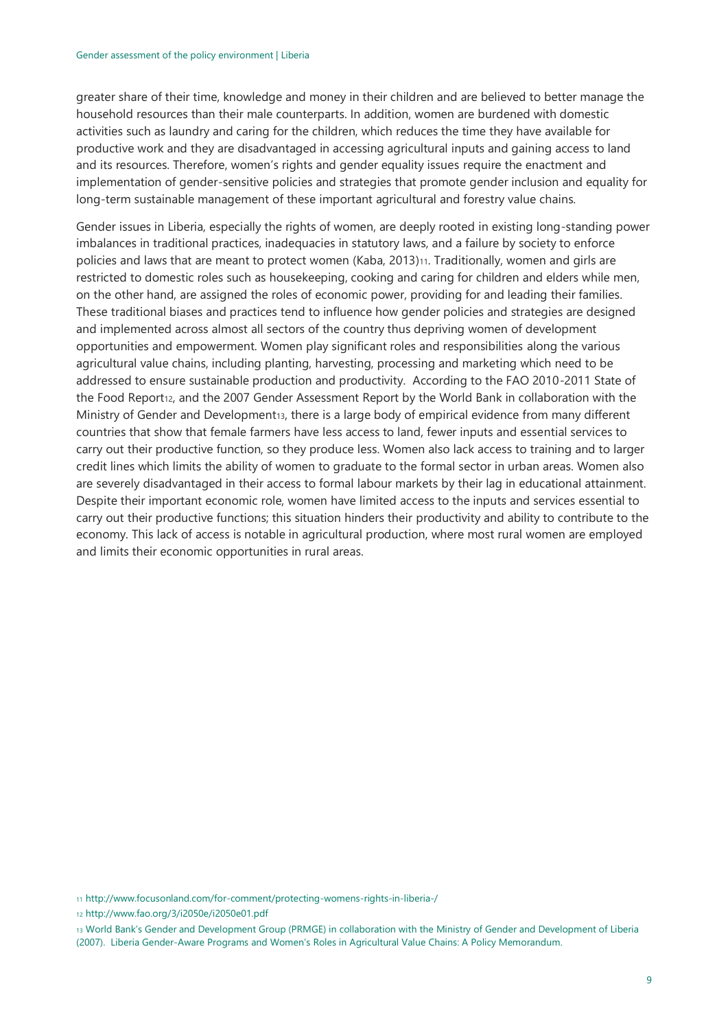greater share of their time, knowledge and money in their children and are believed to better manage the household resources than their male counterparts. In addition, women are burdened with domestic activities such as laundry and caring for the children, which reduces the time they have available for productive work and they are disadvantaged in accessing agricultural inputs and gaining access to land and its resources. Therefore, women's rights and gender equality issues require the enactment and implementation of gender-sensitive policies and strategies that promote gender inclusion and equality for long-term sustainable management of these important agricultural and forestry value chains.

Gender issues in Liberia, especially the rights of women, are deeply rooted in existing long-standing power imbalances in traditional practices, inadequacies in statutory laws, and a failure by society to enforce policies and laws that are meant to protect women (Kaba, 2013)[11]. Traditionally, women and girls are restricted to domestic roles such as housekeeping, cooking and caring for children and elders while men, on the other hand, are assigned the roles of economic power, providing for and leading their families. These traditional biases and practices tend to influence how gender policies and strategies are designed and implemented across almost all sectors of the country thus depriving women of development opportunities and empowerment. Women play significant roles and responsibilities along the various agricultural value chains, including planting, harvesting, processing and marketing which need to be addressed to ensure sustainable production and productivity. According to the FAO 2010-2011 State of the Food Report[12], and the 2007 Gender Assessment Report by the World Bank in collaboration with the Ministry of Gender and Development[13], there is a large body of empirical evidence from many different countries that show that female farmers have less access to land, fewer inputs and essential services to carry out their productive function, so they produce less. Women also lack access to training and to larger credit lines which limits the ability of women to graduate to the formal sector in urban areas. Women also are severely disadvantaged in their access to formal labour markets by their lag in educational attainment. Despite their important economic role, women have limited access to the inputs and services essential to carry out their productive functions; this situation hinders their productivity and ability to contribute to the economy. This lack of access is notable in agricultural production, where most rural women are employed and limits their economic opportunities in rural areas.

[11] http://www.focusonland.com/for-comment/protecting-womens-rights-in-liberia-/

[12] http://www.fao.org/3/i2050e/i2050e01.pdf

[13] World Bank's Gender and Development Group (PRMGE) in collaboration with the Ministry of Gender and Development of Liberia (2007). Liberia Gender-Aware Programs and Women's Roles in Agricultural Value Chains: A Policy Memorandum.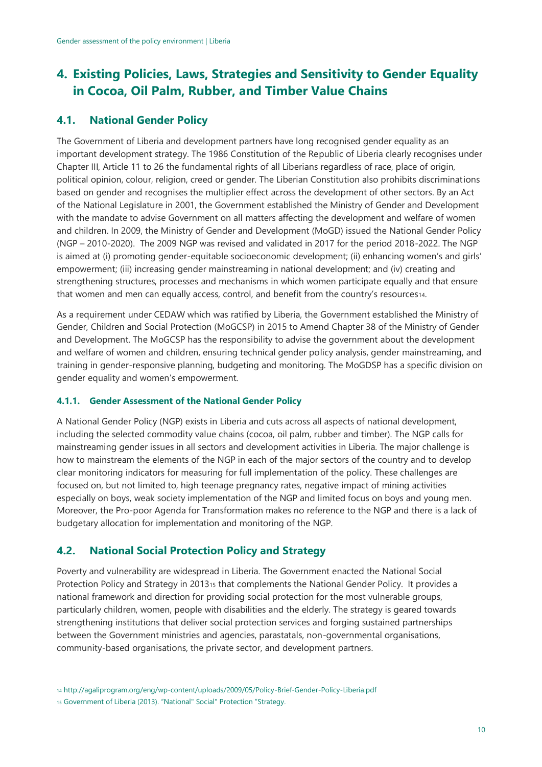# 4. Existing Policies, Laws, Strategies and Sensitivity to Gender Equality in Cocoa, Oil Palm, Rubber, and Timber Value Chains

## 4.1. National Gender Policy

The Government of Liberia and development partners have long recognised gender equality as an important development strategy. The 1986 Constitution of the Republic of Liberia clearly recognises under Chapter III, Article 11 to 26 the fundamental rights of all Liberians regardless of race, place of origin, political opinion, colour, religion, creed or gender. The Liberian Constitution also prohibits discriminations based on gender and recognises the multiplier effect across the development of other sectors. By an Act of the National Legislature in 2001, the Government established the Ministry of Gender and Development with the mandate to advise Government on all matters affecting the development and welfare of women and children. In 2009, the Ministry of Gender and Development (MoGD) issued the National Gender Policy (NGP – 2010-2020). The 2009 NGP was revised and validated in 2017 for the period 2018-2022. The NGP is aimed at (i) promoting gender-equitable socioeconomic development; (ii) enhancing women's and girls' empowerment; (iii) increasing gender mainstreaming in national development; and (iv) creating and strengthening structures, processes and mechanisms in which women participate equally and that ensure that women and men can equally access, control, and benefit from the country's resources[14].

As a requirement under CEDAW which was ratified by Liberia, the Government established the Ministry of Gender, Children and Social Protection (MoGCSP) in 2015 to Amend Chapter 38 of the Ministry of Gender and Development. The MoGCSP has the responsibility to advise the government about the development and welfare of women and children, ensuring technical gender policy analysis, gender mainstreaming, and training in gender-responsive planning, budgeting and monitoring. The MoGDSP has a specific division on gender equality and women's empowerment.

### 4.1.1. Gender Assessment of the National Gender Policy

A National Gender Policy (NGP) exists in Liberia and cuts across all aspects of national development, including the selected commodity value chains (cocoa, oil palm, rubber and timber). The NGP calls for mainstreaming gender issues in all sectors and development activities in Liberia. The major challenge is how to mainstream the elements of the NGP in each of the major sectors of the country and to develop clear monitoring indicators for measuring for full implementation of the policy. These challenges are focused on, but not limited to, high teenage pregnancy rates, negative impact of mining activities especially on boys, weak society implementation of the NGP and limited focus on boys and young men. Moreover, the Pro-poor Agenda for Transformation makes no reference to the NGP and there is a lack of budgetary allocation for implementation and monitoring of the NGP.

## 4.2. National Social Protection Policy and Strategy

Poverty and vulnerability are widespread in Liberia. The Government enacted the National Social Protection Policy and Strategy in 2013[15] that complements the National Gender Policy. It provides a national framework and direction for providing social protection for the most vulnerable groups, particularly children, women, people with disabilities and the elderly. The strategy is geared towards strengthening institutions that deliver social protection services and forging sustained partnerships between the Government ministries and agencies, parastatals, non-governmental organisations, community-based organisations, the private sector, and development partners.

[14] http://agaliprogram.org/eng/wp-content/uploads/2009/05/Policy-Brief-Gender-Policy-Liberia.pdf

[15] Government of Liberia (2013). "National" Social" Protection "Strategy.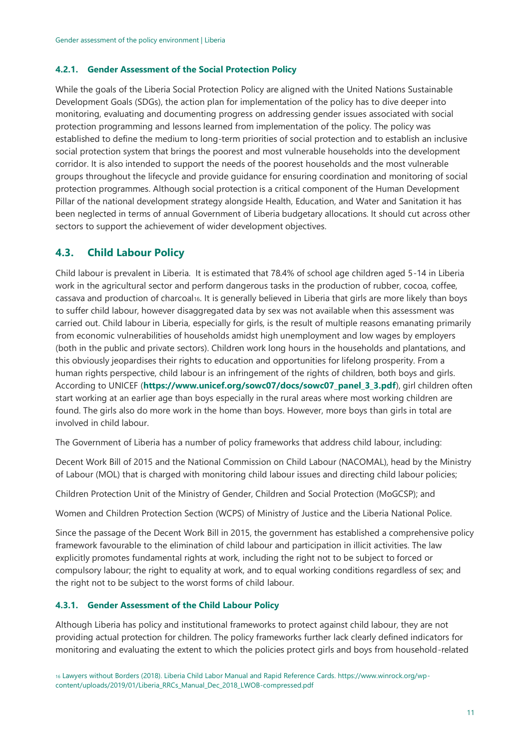#### 4.2.1. Gender Assessment of the Social Protection Policy

While the goals of the Liberia Social Protection Policy are aligned with the United Nations Sustainable Development Goals (SDGs), the action plan for implementation of the policy has to dive deeper into monitoring, evaluating and documenting progress on addressing gender issues associated with social protection programming and lessons learned from implementation of the policy. The policy was established to define the medium to long-term priorities of social protection and to establish an inclusive social protection system that brings the poorest and most vulnerable households into the development corridor. It is also intended to support the needs of the poorest households and the most vulnerable groups throughout the lifecycle and provide guidance for ensuring coordination and monitoring of social protection programmes. Although social protection is a critical component of the Human Development Pillar of the national development strategy alongside Health, Education, and Water and Sanitation it has been neglected in terms of annual Government of Liberia budgetary allocations. It should cut across other sectors to support the achievement of wider development objectives.

### 4.3. Child Labour Policy

Child labour is prevalent in Liberia. It is estimated that 78.4% of school age children aged 5-14 in Liberia work in the agricultural sector and perform dangerous tasks in the production of rubber, cocoa, coffee, cassava and production of charcoal[16]. It is generally believed in Liberia that girls are more likely than boys to suffer child labour, however disaggregated data by sex was not available when this assessment was carried out. Child labour in Liberia, especially for girls, is the result of multiple reasons emanating primarily from economic vulnerabilities of households amidst high unemployment and low wages by employers (both in the public and private sectors). Children work long hours in the households and plantations, and this obviously jeopardises their rights to education and opportunities for lifelong prosperity. From a human rights perspective, child labour is an infringement of the rights of children, both boys and girls. According to UNICEF (**https://www.unicef.org/sowc07/docs/sowc07_panel_3_3.pdf**), girl children often start working at an earlier age than boys especially in the rural areas where most working children are found. The girls also do more work in the home than boys. However, more boys than girls in total are involved in child labour.

The Government of Liberia has a number of policy frameworks that address child labour, including:

Decent Work Bill of 2015 and the National Commission on Child Labour (NACOMAL), head by the Ministry of Labour (MOL) that is charged with monitoring child labour issues and directing child labour policies;

Children Protection Unit of the Ministry of Gender, Children and Social Protection (MoGCSP); and

Women and Children Protection Section (WCPS) of Ministry of Justice and the Liberia National Police.

Since the passage of the Decent Work Bill in 2015, the government has established a comprehensive policy framework favourable to the elimination of child labour and participation in illicit activities. The law explicitly promotes fundamental rights at work, including the right not to be subject to forced or compulsory labour; the right to equality at work, and to equal working conditions regardless of sex; and the right not to be subject to the worst forms of child labour.

#### 4.3.1. Gender Assessment of the Child Labour Policy

Although Liberia has policy and institutional frameworks to protect against child labour, they are not providing actual protection for children. The policy frameworks further lack clearly defined indicators for monitoring and evaluating the extent to which the policies protect girls and boys from household-related

[16] Lawyers without Borders (2018). Liberia Child Labor Manual and Rapid Reference Cards. https://www.winrock.org/wp-content/uploads/2019/01/Liberia_RRCs_Manual_Dec_2018_LWOB-compressed.pdf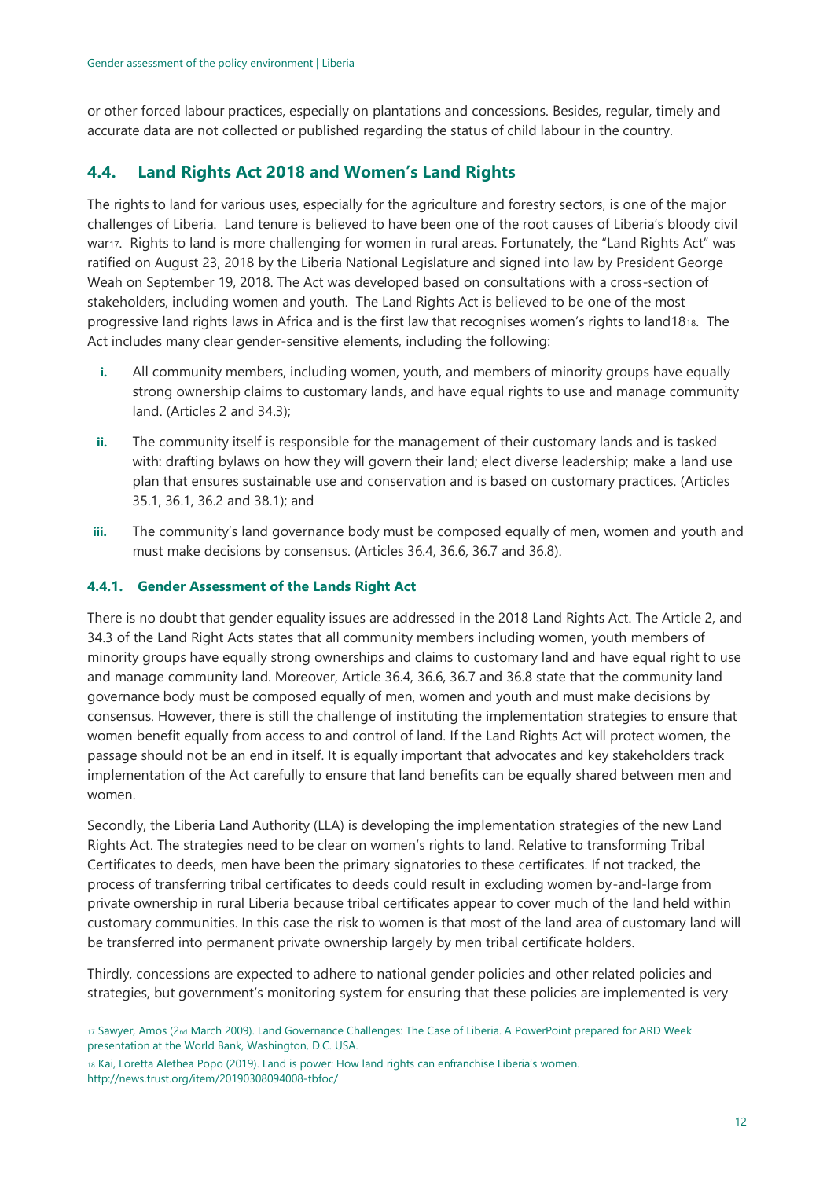or other forced labour practices, especially on plantations and concessions. Besides, regular, timely and accurate data are not collected or published regarding the status of child labour in the country.

## 4.4. Land Rights Act 2018 and Women's Land Rights

The rights to land for various uses, especially for the agriculture and forestry sectors, is one of the major challenges of Liberia. Land tenure is believed to have been one of the root causes of Liberia's bloody civil war[17]. Rights to land is more challenging for women in rural areas. Fortunately, the "Land Rights Act" was ratified on August 23, 2018 by the Liberia National Legislature and signed into law by President George Weah on September 19, 2018. The Act was developed based on consultations with a cross-section of stakeholders, including women and youth. The Land Rights Act is believed to be one of the most progressive land rights laws in Africa and is the first law that recognises women's rights to land18[18]. The Act includes many clear gender-sensitive elements, including the following:

i. All community members, including women, youth, and members of minority groups have equally strong ownership claims to customary lands, and have equal rights to use and manage community land. (Articles 2 and 34.3);

ii. The community itself is responsible for the management of their customary lands and is tasked with: drafting bylaws on how they will govern their land; elect diverse leadership; make a land use plan that ensures sustainable use and conservation and is based on customary practices. (Articles 35.1, 36.1, 36.2 and 38.1); and

iii. The community's land governance body must be composed equally of men, women and youth and must make decisions by consensus. (Articles 36.4, 36.6, 36.7 and 36.8).

### 4.4.1. Gender Assessment of the Lands Right Act

There is no doubt that gender equality issues are addressed in the 2018 Land Rights Act. The Article 2, and 34.3 of the Land Right Acts states that all community members including women, youth members of minority groups have equally strong ownerships and claims to customary land and have equal right to use and manage community land. Moreover, Article 36.4, 36.6, 36.7 and 36.8 state that the community land governance body must be composed equally of men, women and youth and must make decisions by consensus. However, there is still the challenge of instituting the implementation strategies to ensure that women benefit equally from access to and control of land. If the Land Rights Act will protect women, the passage should not be an end in itself. It is equally important that advocates and key stakeholders track implementation of the Act carefully to ensure that land benefits can be equally shared between men and women.

Secondly, the Liberia Land Authority (LLA) is developing the implementation strategies of the new Land Rights Act. The strategies need to be clear on women's rights to land. Relative to transforming Tribal Certificates to deeds, men have been the primary signatories to these certificates. If not tracked, the process of transferring tribal certificates to deeds could result in excluding women by-and-large from private ownership in rural Liberia because tribal certificates appear to cover much of the land held within customary communities. In this case the risk to women is that most of the land area of customary land will be transferred into permanent private ownership largely by men tribal certificate holders.

Thirdly, concessions are expected to adhere to national gender policies and other related policies and strategies, but government's monitoring system for ensuring that these policies are implemented is very

[17] Sawyer, Amos (2nd March 2009). Land Governance Challenges: The Case of Liberia. A PowerPoint prepared for ARD Week presentation at the World Bank, Washington, D.C. USA.

[18] Kai, Loretta Alethea Popo (2019). Land is power: How land rights can enfranchise Liberia's women. http://news.trust.org/item/20190308094008-tbfoc/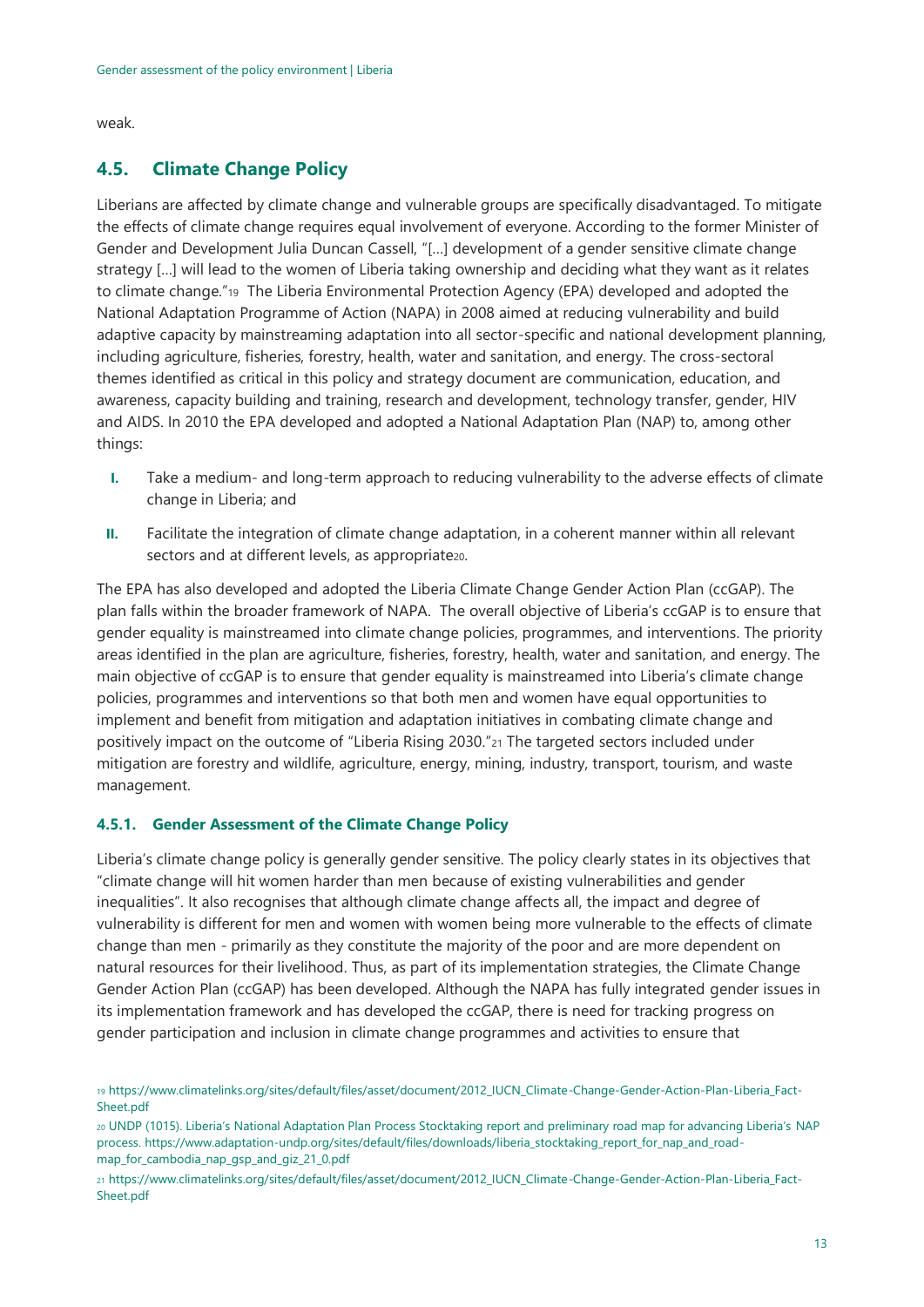weak.

## 4.5. Climate Change Policy

Liberians are affected by climate change and vulnerable groups are specifically disadvantaged. To mitigate the effects of climate change requires equal involvement of everyone. According to the former Minister of Gender and Development Julia Duncan Cassell, "[…] development of a gender sensitive climate change strategy […] will lead to the women of Liberia taking ownership and deciding what they want as it relates to climate change."[19] The Liberia Environmental Protection Agency (EPA) developed and adopted the National Adaptation Programme of Action (NAPA) in 2008 aimed at reducing vulnerability and build adaptive capacity by mainstreaming adaptation into all sector-specific and national development planning, including agriculture, fisheries, forestry, health, water and sanitation, and energy. The cross-sectoral themes identified as critical in this policy and strategy document are communication, education, and awareness, capacity building and training, research and development, technology transfer, gender, HIV and AIDS. In 2010 the EPA developed and adopted a National Adaptation Plan (NAP) to, among other things:

I. Take a medium- and long-term approach to reducing vulnerability to the adverse effects of climate change in Liberia; and
II. Facilitate the integration of climate change adaptation, in a coherent manner within all relevant sectors and at different levels, as appropriate[20].

The EPA has also developed and adopted the Liberia Climate Change Gender Action Plan (ccGAP). The plan falls within the broader framework of NAPA. The overall objective of Liberia's ccGAP is to ensure that gender equality is mainstreamed into climate change policies, programmes, and interventions. The priority areas identified in the plan are agriculture, fisheries, forestry, health, water and sanitation, and energy. The main objective of ccGAP is to ensure that gender equality is mainstreamed into Liberia's climate change policies, programmes and interventions so that both men and women have equal opportunities to implement and benefit from mitigation and adaptation initiatives in combating climate change and positively impact on the outcome of "Liberia Rising 2030."[21] The targeted sectors included under mitigation are forestry and wildlife, agriculture, energy, mining, industry, transport, tourism, and waste management.

### 4.5.1. Gender Assessment of the Climate Change Policy

Liberia's climate change policy is generally gender sensitive. The policy clearly states in its objectives that "climate change will hit women harder than men because of existing vulnerabilities and gender inequalities". It also recognises that although climate change affects all, the impact and degree of vulnerability is different for men and women with women being more vulnerable to the effects of climate change than men - primarily as they constitute the majority of the poor and are more dependent on natural resources for their livelihood. Thus, as part of its implementation strategies, the Climate Change Gender Action Plan (ccGAP) has been developed. Although the NAPA has fully integrated gender issues in its implementation framework and has developed the ccGAP, there is need for tracking progress on gender participation and inclusion in climate change programmes and activities to ensure that

[19] https://www.climatelinks.org/sites/default/files/asset/document/2012_IUCN_Climate-Change-Gender-Action-Plan-Liberia_Fact-Sheet.pdf

[20] UNDP (1015). Liberia's National Adaptation Plan Process Stocktaking report and preliminary road map for advancing Liberia's NAP process. https://www.adaptation-undp.org/sites/default/files/downloads/liberia_stocktaking_report_for_nap_and_road-map_for_cambodia_nap_gsp_and_giz_21_0.pdf

[21] https://www.climatelinks.org/sites/default/files/asset/document/2012_IUCN_Climate-Change-Gender-Action-Plan-Liberia_Fact-Sheet.pdf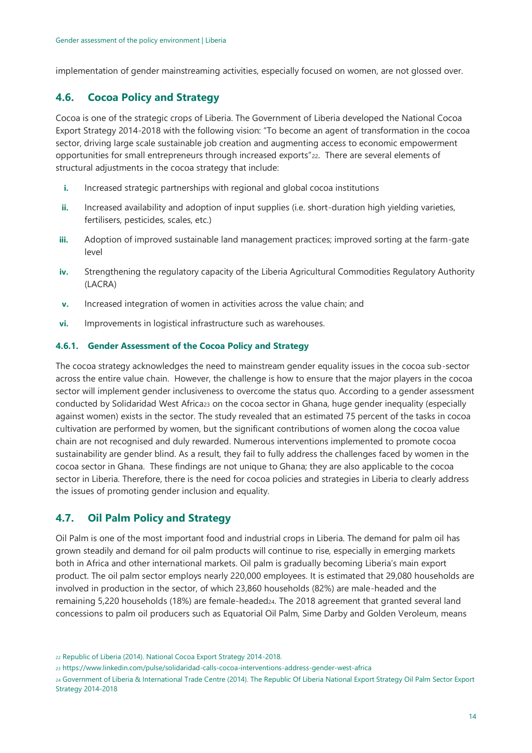implementation of gender mainstreaming activities, especially focused on women, are not glossed over.

## 4.6. Cocoa Policy and Strategy

Cocoa is one of the strategic crops of Liberia. The Government of Liberia developed the National Cocoa Export Strategy 2014-2018 with the following vision: "To become an agent of transformation in the cocoa sector, driving large scale sustainable job creation and augmenting access to economic empowerment opportunities for small entrepreneurs through increased exports"[22]. There are several elements of structural adjustments in the cocoa strategy that include:

i. Increased strategic partnerships with regional and global cocoa institutions
ii. Increased availability and adoption of input supplies (i.e. short-duration high yielding varieties, fertilisers, pesticides, scales, etc.)
iii. Adoption of improved sustainable land management practices; improved sorting at the farm-gate level
iv. Strengthening the regulatory capacity of the Liberia Agricultural Commodities Regulatory Authority (LACRA)
v. Increased integration of women in activities across the value chain; and
vi. Improvements in logistical infrastructure such as warehouses.

### 4.6.1. Gender Assessment of the Cocoa Policy and Strategy

The cocoa strategy acknowledges the need to mainstream gender equality issues in the cocoa sub-sector across the entire value chain. However, the challenge is how to ensure that the major players in the cocoa sector will implement gender inclusiveness to overcome the status quo. According to a gender assessment conducted by Solidaridad West Africa[23] on the cocoa sector in Ghana, huge gender inequality (especially against women) exists in the sector. The study revealed that an estimated 75 percent of the tasks in cocoa cultivation are performed by women, but the significant contributions of women along the cocoa value chain are not recognised and duly rewarded. Numerous interventions implemented to promote cocoa sustainability are gender blind. As a result, they fail to fully address the challenges faced by women in the cocoa sector in Ghana. These findings are not unique to Ghana; they are also applicable to the cocoa sector in Liberia. Therefore, there is the need for cocoa policies and strategies in Liberia to clearly address the issues of promoting gender inclusion and equality.

## 4.7. Oil Palm Policy and Strategy

Oil Palm is one of the most important food and industrial crops in Liberia. The demand for palm oil has grown steadily and demand for oil palm products will continue to rise, especially in emerging markets both in Africa and other international markets. Oil palm is gradually becoming Liberia's main export product. The oil palm sector employs nearly 220,000 employees. It is estimated that 29,080 households are involved in production in the sector, of which 23,860 households (82%) are male-headed and the remaining 5,220 households (18%) are female-headed[24]. The 2018 agreement that granted several land concessions to palm oil producers such as Equatorial Oil Palm, Sime Darby and Golden Veroleum, means

[22] Republic of Liberia (2014). National Cocoa Export Strategy 2014-2018.

[23] https://www.linkedin.com/pulse/solidaridad-calls-cocoa-interventions-address-gender-west-africa

[24] Government of Liberia & International Trade Centre (2014). The Republic Of Liberia National Export Strategy Oil Palm Sector Export Strategy 2014-2018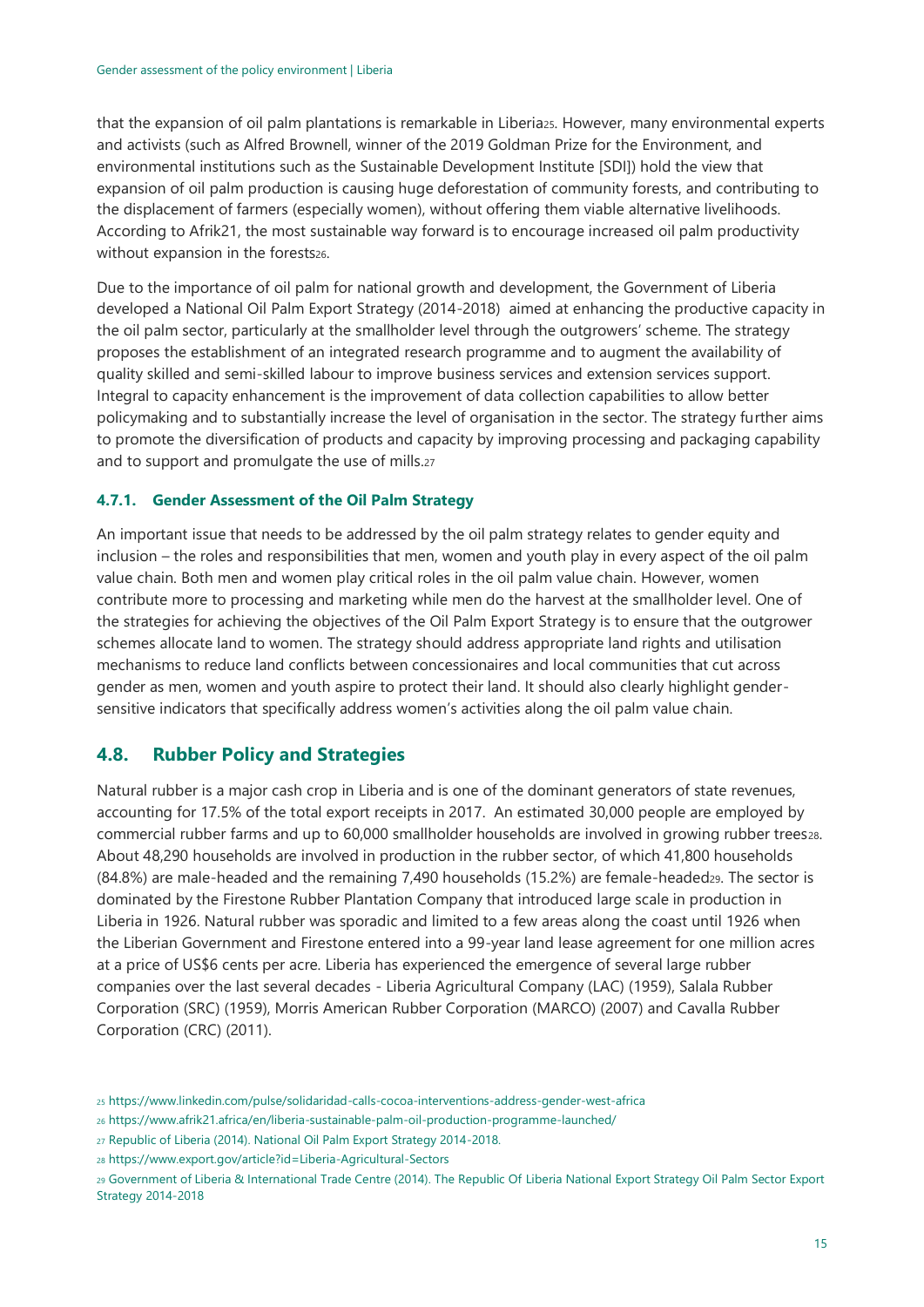that the expansion of oil palm plantations is remarkable in Liberia[25]. However, many environmental experts and activists (such as Alfred Brownell, winner of the 2019 Goldman Prize for the Environment, and environmental institutions such as the Sustainable Development Institute [SDI]) hold the view that expansion of oil palm production is causing huge deforestation of community forests, and contributing to the displacement of farmers (especially women), without offering them viable alternative livelihoods. According to Afrik21, the most sustainable way forward is to encourage increased oil palm productivity without expansion in the forests[26].

Due to the importance of oil palm for national growth and development, the Government of Liberia developed a National Oil Palm Export Strategy (2014-2018) aimed at enhancing the productive capacity in the oil palm sector, particularly at the smallholder level through the outgrowers' scheme. The strategy proposes the establishment of an integrated research programme and to augment the availability of quality skilled and semi-skilled labour to improve business services and extension services support. Integral to capacity enhancement is the improvement of data collection capabilities to allow better policymaking and to substantially increase the level of organisation in the sector. The strategy further aims to promote the diversification of products and capacity by improving processing and packaging capability and to support and promulgate the use of mills.[27]

### 4.7.1. Gender Assessment of the Oil Palm Strategy

An important issue that needs to be addressed by the oil palm strategy relates to gender equity and inclusion – the roles and responsibilities that men, women and youth play in every aspect of the oil palm value chain. Both men and women play critical roles in the oil palm value chain. However, women contribute more to processing and marketing while men do the harvest at the smallholder level. One of the strategies for achieving the objectives of the Oil Palm Export Strategy is to ensure that the outgrower schemes allocate land to women. The strategy should address appropriate land rights and utilisation mechanisms to reduce land conflicts between concessionaires and local communities that cut across gender as men, women and youth aspire to protect their land. It should also clearly highlight gender-sensitive indicators that specifically address women's activities along the oil palm value chain.

## 4.8. Rubber Policy and Strategies

Natural rubber is a major cash crop in Liberia and is one of the dominant generators of state revenues, accounting for 17.5% of the total export receipts in 2017. An estimated 30,000 people are employed by commercial rubber farms and up to 60,000 smallholder households are involved in growing rubber trees[28]. About 48,290 households are involved in production in the rubber sector, of which 41,800 households (84.8%) are male-headed and the remaining 7,490 households (15.2%) are female-headed[29]. The sector is dominated by the Firestone Rubber Plantation Company that introduced large scale in production in Liberia in 1926. Natural rubber was sporadic and limited to a few areas along the coast until 1926 when the Liberian Government and Firestone entered into a 99-year land lease agreement for one million acres at a price of US$6 cents per acre. Liberia has experienced the emergence of several large rubber companies over the last several decades - Liberia Agricultural Company (LAC) (1959), Salala Rubber Corporation (SRC) (1959), Morris American Rubber Corporation (MARCO) (2007) and Cavalla Rubber Corporation (CRC) (2011).

[25] https://www.linkedin.com/pulse/solidaridad-calls-cocoa-interventions-address-gender-west-africa

[26] https://www.afrik21.africa/en/liberia-sustainable-palm-oil-production-programme-launched/

[27] Republic of Liberia (2014). National Oil Palm Export Strategy 2014-2018.

[28] https://www.export.gov/article?id=Liberia-Agricultural-Sectors

[29] Government of Liberia & International Trade Centre (2014). The Republic Of Liberia National Export Strategy Oil Palm Sector Export Strategy 2014-2018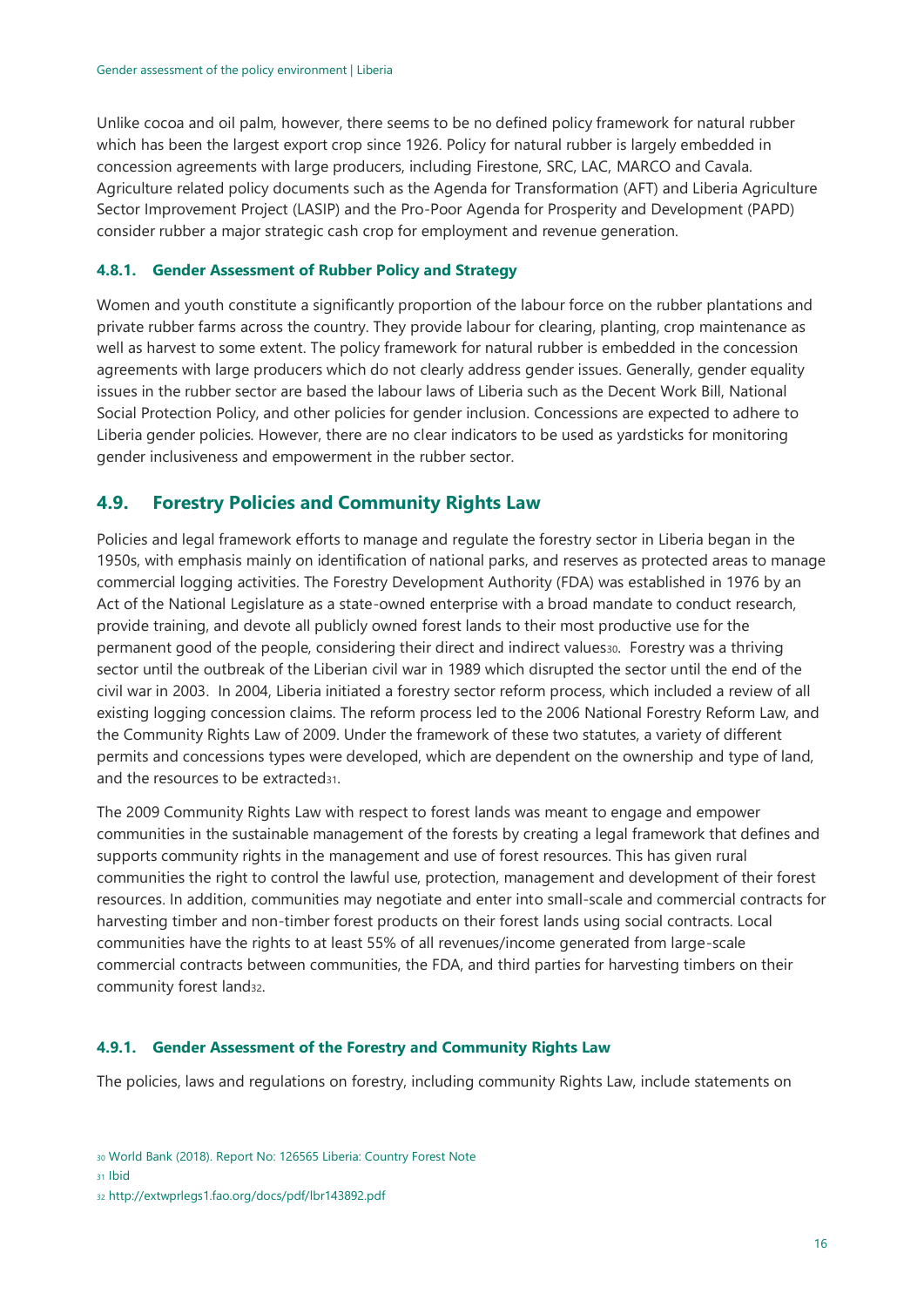Unlike cocoa and oil palm, however, there seems to be no defined policy framework for natural rubber which has been the largest export crop since 1926. Policy for natural rubber is largely embedded in concession agreements with large producers, including Firestone, SRC, LAC, MARCO and Cavala. Agriculture related policy documents such as the Agenda for Transformation (AFT) and Liberia Agriculture Sector Improvement Project (LASIP) and the Pro-Poor Agenda for Prosperity and Development (PAPD) consider rubber a major strategic cash crop for employment and revenue generation.

#### 4.8.1. Gender Assessment of Rubber Policy and Strategy

Women and youth constitute a significantly proportion of the labour force on the rubber plantations and private rubber farms across the country. They provide labour for clearing, planting, crop maintenance as well as harvest to some extent. The policy framework for natural rubber is embedded in the concession agreements with large producers which do not clearly address gender issues. Generally, gender equality issues in the rubber sector are based the labour laws of Liberia such as the Decent Work Bill, National Social Protection Policy, and other policies for gender inclusion. Concessions are expected to adhere to Liberia gender policies. However, there are no clear indicators to be used as yardsticks for monitoring gender inclusiveness and empowerment in the rubber sector.

### 4.9. Forestry Policies and Community Rights Law

Policies and legal framework efforts to manage and regulate the forestry sector in Liberia began in the 1950s, with emphasis mainly on identification of national parks, and reserves as protected areas to manage commercial logging activities. The Forestry Development Authority (FDA) was established in 1976 by an Act of the National Legislature as a state-owned enterprise with a broad mandate to conduct research, provide training, and devote all publicly owned forest lands to their most productive use for the permanent good of the people, considering their direct and indirect values[30]. Forestry was a thriving sector until the outbreak of the Liberian civil war in 1989 which disrupted the sector until the end of the civil war in 2003. In 2004, Liberia initiated a forestry sector reform process, which included a review of all existing logging concession claims. The reform process led to the 2006 National Forestry Reform Law, and the Community Rights Law of 2009. Under the framework of these two statutes, a variety of different permits and concessions types were developed, which are dependent on the ownership and type of land, and the resources to be extracted[31].

The 2009 Community Rights Law with respect to forest lands was meant to engage and empower communities in the sustainable management of the forests by creating a legal framework that defines and supports community rights in the management and use of forest resources. This has given rural communities the right to control the lawful use, protection, management and development of their forest resources. In addition, communities may negotiate and enter into small-scale and commercial contracts for harvesting timber and non-timber forest products on their forest lands using social contracts. Local communities have the rights to at least 55% of all revenues/income generated from large-scale commercial contracts between communities, the FDA, and third parties for harvesting timbers on their community forest land[32].

#### 4.9.1. Gender Assessment of the Forestry and Community Rights Law

The policies, laws and regulations on forestry, including community Rights Law, include statements on

[30] World Bank (2018). Report No: 126565 Liberia: Country Forest Note

[31] Ibid

[32] http://extwprlegs1.fao.org/docs/pdf/lbr143892.pdf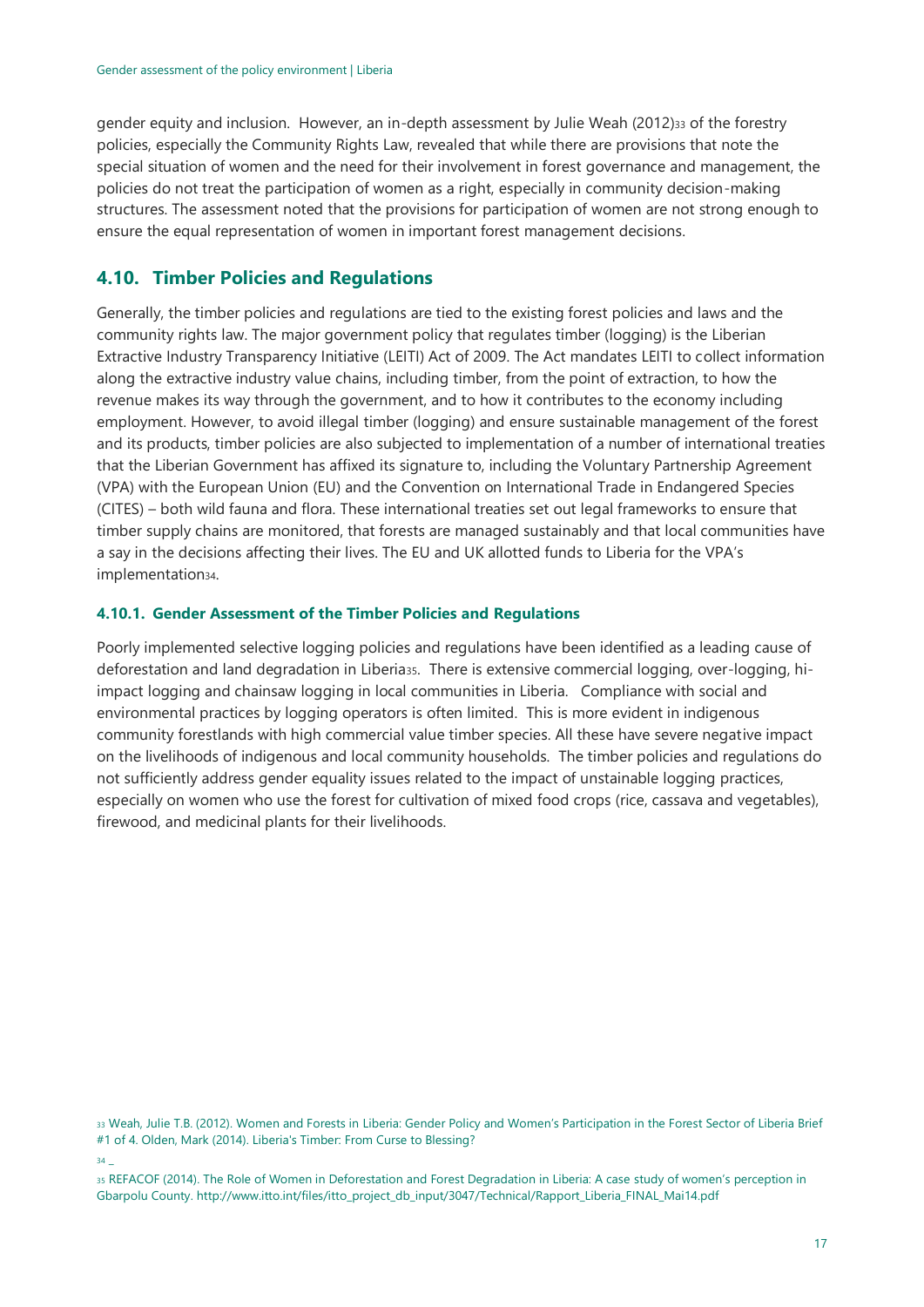gender equity and inclusion. However, an in-depth assessment by Julie Weah (2012)[33] of the forestry policies, especially the Community Rights Law, revealed that while there are provisions that note the special situation of women and the need for their involvement in forest governance and management, the policies do not treat the participation of women as a right, especially in community decision-making structures. The assessment noted that the provisions for participation of women are not strong enough to ensure the equal representation of women in important forest management decisions.

## 4.10. Timber Policies and Regulations

Generally, the timber policies and regulations are tied to the existing forest policies and laws and the community rights law. The major government policy that regulates timber (logging) is the Liberian Extractive Industry Transparency Initiative (LEITI) Act of 2009. The Act mandates LEITI to collect information along the extractive industry value chains, including timber, from the point of extraction, to how the revenue makes its way through the government, and to how it contributes to the economy including employment. However, to avoid illegal timber (logging) and ensure sustainable management of the forest and its products, timber policies are also subjected to implementation of a number of international treaties that the Liberian Government has affixed its signature to, including the Voluntary Partnership Agreement (VPA) with the European Union (EU) and the Convention on International Trade in Endangered Species (CITES) – both wild fauna and flora. These international treaties set out legal frameworks to ensure that timber supply chains are monitored, that forests are managed sustainably and that local communities have a say in the decisions affecting their lives. The EU and UK allotted funds to Liberia for the VPA's implementation[34].

### 4.10.1. Gender Assessment of the Timber Policies and Regulations

Poorly implemented selective logging policies and regulations have been identified as a leading cause of deforestation and land degradation in Liberia[35]. There is extensive commercial logging, over-logging, hi-impact logging and chainsaw logging in local communities in Liberia. Compliance with social and environmental practices by logging operators is often limited. This is more evident in indigenous community forestlands with high commercial value timber species. All these have severe negative impact on the livelihoods of indigenous and local community households. The timber policies and regulations do not sufficiently address gender equality issues related to the impact of unstainable logging practices, especially on women who use the forest for cultivation of mixed food crops (rice, cassava and vegetables), firewood, and medicinal plants for their livelihoods.

---

[33] Weah, Julie T.B. (2012). Women and Forests in Liberia: Gender Policy and Women's Participation in the Forest Sector of Liberia Brief #1 of 4. Olden, Mark (2014). Liberia's Timber: From Curse to Blessing?

[34] _

[35] REFACOF (2014). The Role of Women in Deforestation and Forest Degradation in Liberia: A case study of women's perception in Gbarpolu County. http://www.itto.int/files/itto_project_db_input/3047/Technical/Rapport_Liberia_FINAL_Mai14.pdf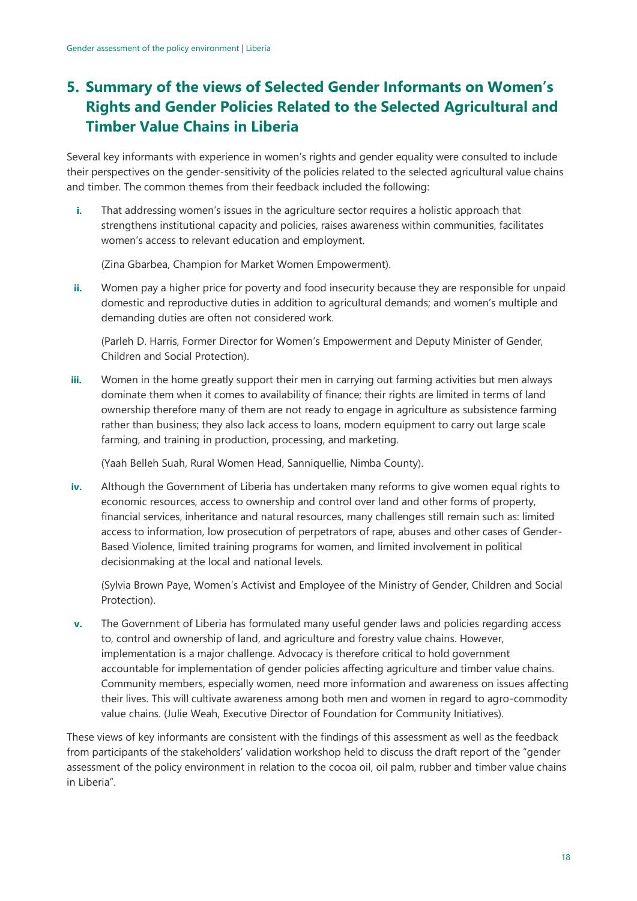## 5. Summary of the views of Selected Gender Informants on Women's Rights and Gender Policies Related to the Selected Agricultural and Timber Value Chains in Liberia

Several key informants with experience in women's rights and gender equality were consulted to include their perspectives on the gender-sensitivity of the policies related to the selected agricultural value chains and timber. The common themes from their feedback included the following:

i. That addressing women's issues in the agriculture sector requires a holistic approach that strengthens institutional capacity and policies, raises awareness within communities, facilitates women's access to relevant education and employment.

   (Zina Gbarbea, Champion for Market Women Empowerment).

ii. Women pay a higher price for poverty and food insecurity because they are responsible for unpaid domestic and reproductive duties in addition to agricultural demands; and women's multiple and demanding duties are often not considered work.

   (Parleh D. Harris, Former Director for Women's Empowerment and Deputy Minister of Gender, Children and Social Protection).

iii. Women in the home greatly support their men in carrying out farming activities but men always dominate them when it comes to availability of finance; their rights are limited in terms of land ownership therefore many of them are not ready to engage in agriculture as subsistence farming rather than business; they also lack access to loans, modern equipment to carry out large scale farming, and training in production, processing, and marketing.

   (Yaah Belleh Suah, Rural Women Head, Sanniquellie, Nimba County).

iv. Although the Government of Liberia has undertaken many reforms to give women equal rights to economic resources, access to ownership and control over land and other forms of property, financial services, inheritance and natural resources, many challenges still remain such as: limited access to information, low prosecution of perpetrators of rape, abuses and other cases of Gender-Based Violence, limited training programs for women, and limited involvement in political decisionmaking at the local and national levels.

   (Sylvia Brown Paye, Women's Activist and Employee of the Ministry of Gender, Children and Social Protection).

v. The Government of Liberia has formulated many useful gender laws and policies regarding access to, control and ownership of land, and agriculture and forestry value chains. However, implementation is a major challenge. Advocacy is therefore critical to hold government accountable for implementation of gender policies affecting agriculture and timber value chains. Community members, especially women, need more information and awareness on issues affecting their lives. This will cultivate awareness among both men and women in regard to agro-commodity value chains. (Julie Weah, Executive Director of Foundation for Community Initiatives).

These views of key informants are consistent with the findings of this assessment as well as the feedback from participants of the stakeholders' validation workshop held to discuss the draft report of the "gender assessment of the policy environment in relation to the cocoa oil, oil palm, rubber and timber value chains in Liberia".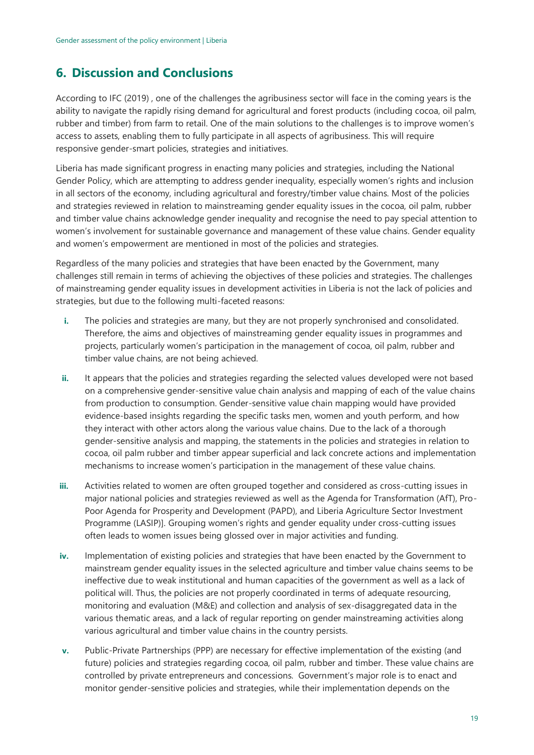## 6. Discussion and Conclusions

According to IFC (2019) , one of the challenges the agribusiness sector will face in the coming years is the ability to navigate the rapidly rising demand for agricultural and forest products (including cocoa, oil palm, rubber and timber) from farm to retail. One of the main solutions to the challenges is to improve women's access to assets, enabling them to fully participate in all aspects of agribusiness. This will require responsive gender-smart policies, strategies and initiatives.

Liberia has made significant progress in enacting many policies and strategies, including the National Gender Policy, which are attempting to address gender inequality, especially women's rights and inclusion in all sectors of the economy, including agricultural and forestry/timber value chains. Most of the policies and strategies reviewed in relation to mainstreaming gender equality issues in the cocoa, oil palm, rubber and timber value chains acknowledge gender inequality and recognise the need to pay special attention to women's involvement for sustainable governance and management of these value chains. Gender equality and women's empowerment are mentioned in most of the policies and strategies.

Regardless of the many policies and strategies that have been enacted by the Government, many challenges still remain in terms of achieving the objectives of these policies and strategies. The challenges of mainstreaming gender equality issues in development activities in Liberia is not the lack of policies and strategies, but due to the following multi-faceted reasons:

i. The policies and strategies are many, but they are not properly synchronised and consolidated. Therefore, the aims and objectives of mainstreaming gender equality issues in programmes and projects, particularly women's participation in the management of cocoa, oil palm, rubber and timber value chains, are not being achieved.

ii. It appears that the policies and strategies regarding the selected values developed were not based on a comprehensive gender-sensitive value chain analysis and mapping of each of the value chains from production to consumption. Gender-sensitive value chain mapping would have provided evidence-based insights regarding the specific tasks men, women and youth perform, and how they interact with other actors along the various value chains. Due to the lack of a thorough gender-sensitive analysis and mapping, the statements in the policies and strategies in relation to cocoa, oil palm rubber and timber appear superficial and lack concrete actions and implementation mechanisms to increase women's participation in the management of these value chains.

iii. Activities related to women are often grouped together and considered as cross-cutting issues in major national policies and strategies reviewed as well as the Agenda for Transformation (AfT), Pro-Poor Agenda for Prosperity and Development (PAPD), and Liberia Agriculture Sector Investment Programme (LASIP)]. Grouping women's rights and gender equality under cross-cutting issues often leads to women issues being glossed over in major activities and funding.

iv. Implementation of existing policies and strategies that have been enacted by the Government to mainstream gender equality issues in the selected agriculture and timber value chains seems to be ineffective due to weak institutional and human capacities of the government as well as a lack of political will. Thus, the policies are not properly coordinated in terms of adequate resourcing, monitoring and evaluation (M&E) and collection and analysis of sex-disaggregated data in the various thematic areas, and a lack of regular reporting on gender mainstreaming activities along various agricultural and timber value chains in the country persists.

v. Public-Private Partnerships (PPP) are necessary for effective implementation of the existing (and future) policies and strategies regarding cocoa, oil palm, rubber and timber. These value chains are controlled by private entrepreneurs and concessions. Government's major role is to enact and monitor gender-sensitive policies and strategies, while their implementation depends on the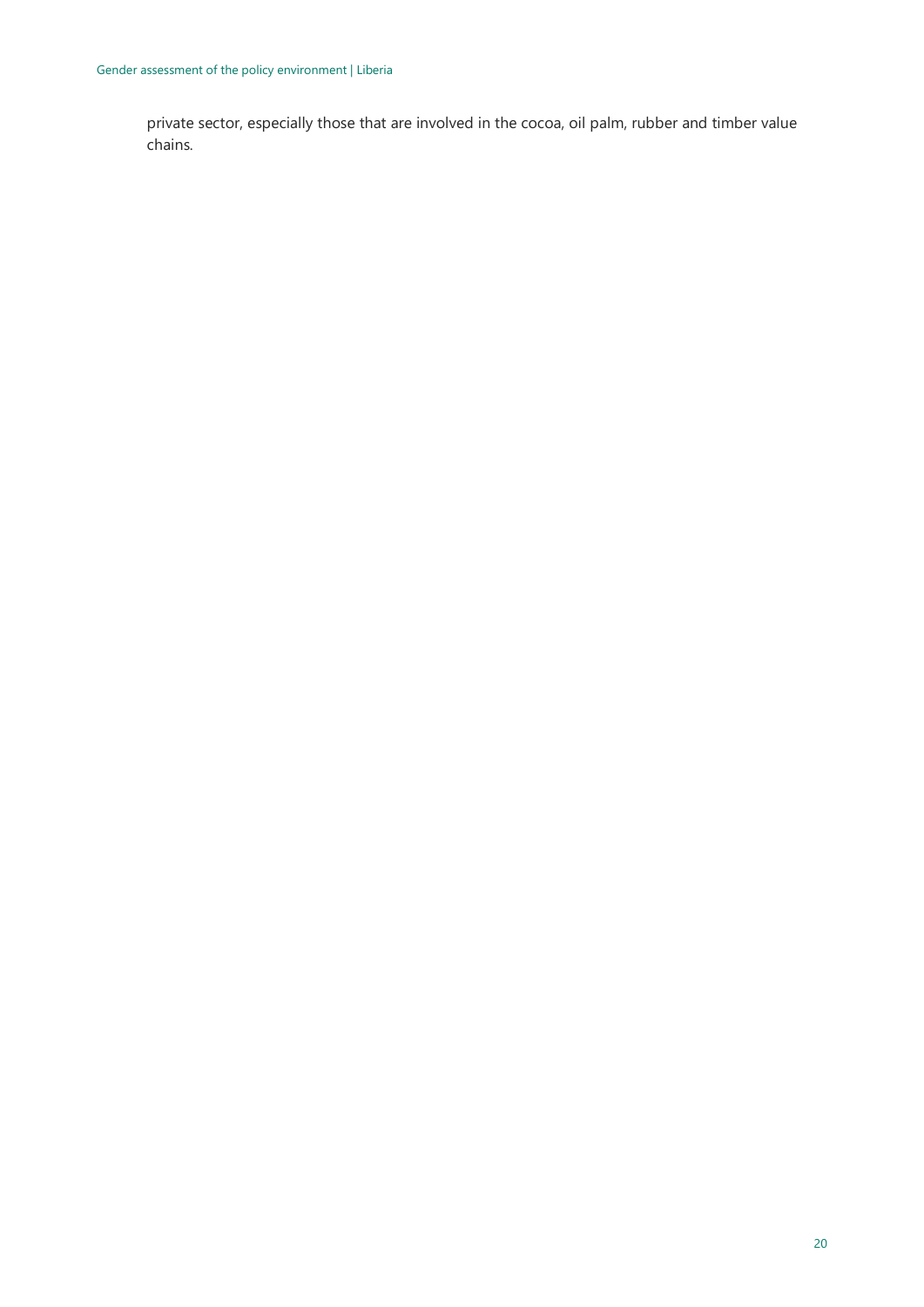private sector, especially those that are involved in the cocoa, oil palm, rubber and timber value chains.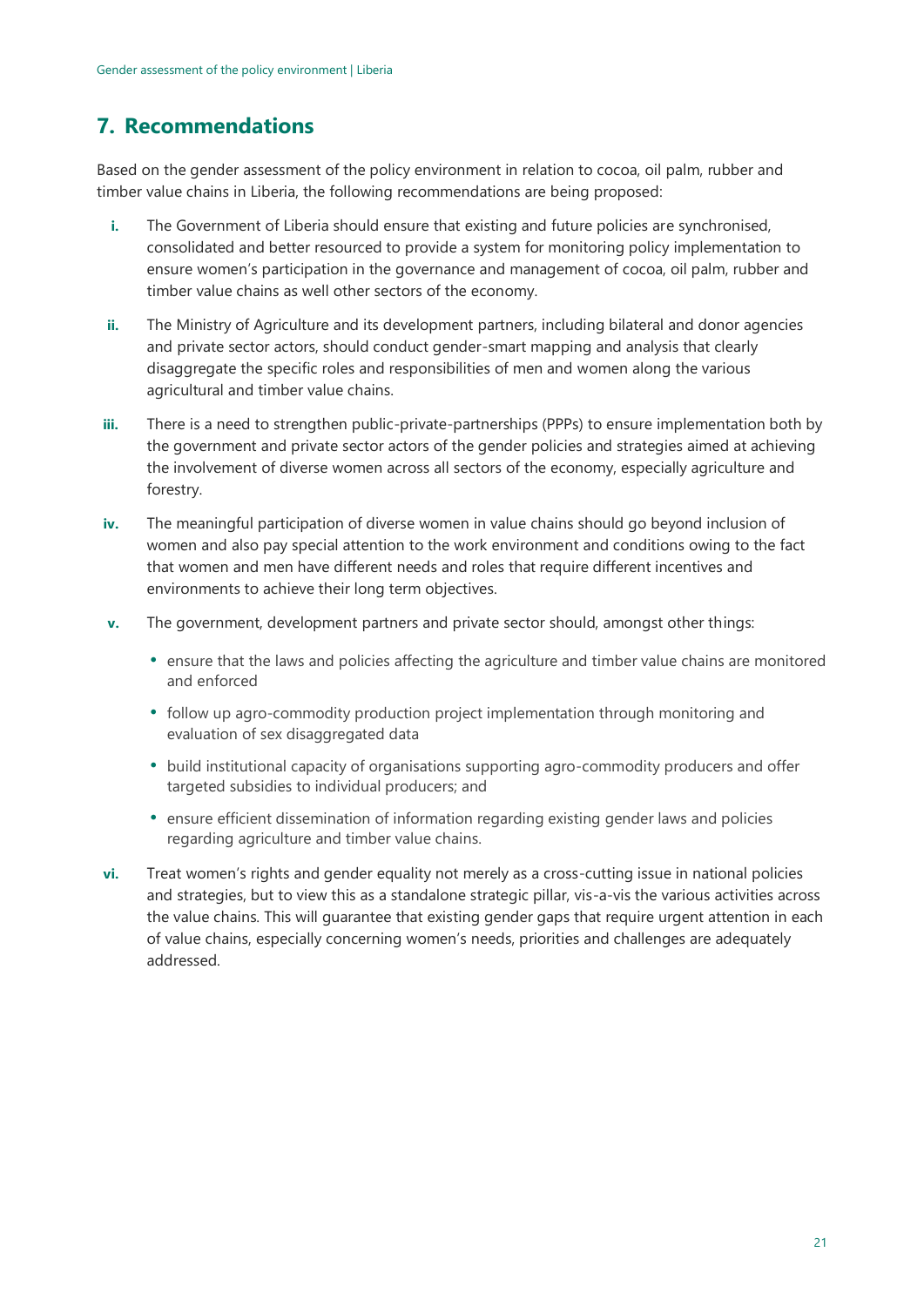## 7. Recommendations

Based on the gender assessment of the policy environment in relation to cocoa, oil palm, rubber and timber value chains in Liberia, the following recommendations are being proposed:

i. The Government of Liberia should ensure that existing and future policies are synchronised, consolidated and better resourced to provide a system for monitoring policy implementation to ensure women's participation in the governance and management of cocoa, oil palm, rubber and timber value chains as well other sectors of the economy.

ii. The Ministry of Agriculture and its development partners, including bilateral and donor agencies and private sector actors, should conduct gender-smart mapping and analysis that clearly disaggregate the specific roles and responsibilities of men and women along the various agricultural and timber value chains.

iii. There is a need to strengthen public-private-partnerships (PPPs) to ensure implementation both by the government and private sector actors of the gender policies and strategies aimed at achieving the involvement of diverse women across all sectors of the economy, especially agriculture and forestry.

iv. The meaningful participation of diverse women in value chains should go beyond inclusion of women and also pay special attention to the work environment and conditions owing to the fact that women and men have different needs and roles that require different incentives and environments to achieve their long term objectives.

v. The government, development partners and private sector should, amongst other things:

   - ensure that the laws and policies affecting the agriculture and timber value chains are monitored and enforced
   - follow up agro-commodity production project implementation through monitoring and evaluation of sex disaggregated data
   - build institutional capacity of organisations supporting agro-commodity producers and offer targeted subsidies to individual producers; and
   - ensure efficient dissemination of information regarding existing gender laws and policies regarding agriculture and timber value chains.

vi. Treat women's rights and gender equality not merely as a cross-cutting issue in national policies and strategies, but to view this as a standalone strategic pillar, vis-a-vis the various activities across the value chains. This will guarantee that existing gender gaps that require urgent attention in each of value chains, especially concerning women's needs, priorities and challenges are adequately addressed.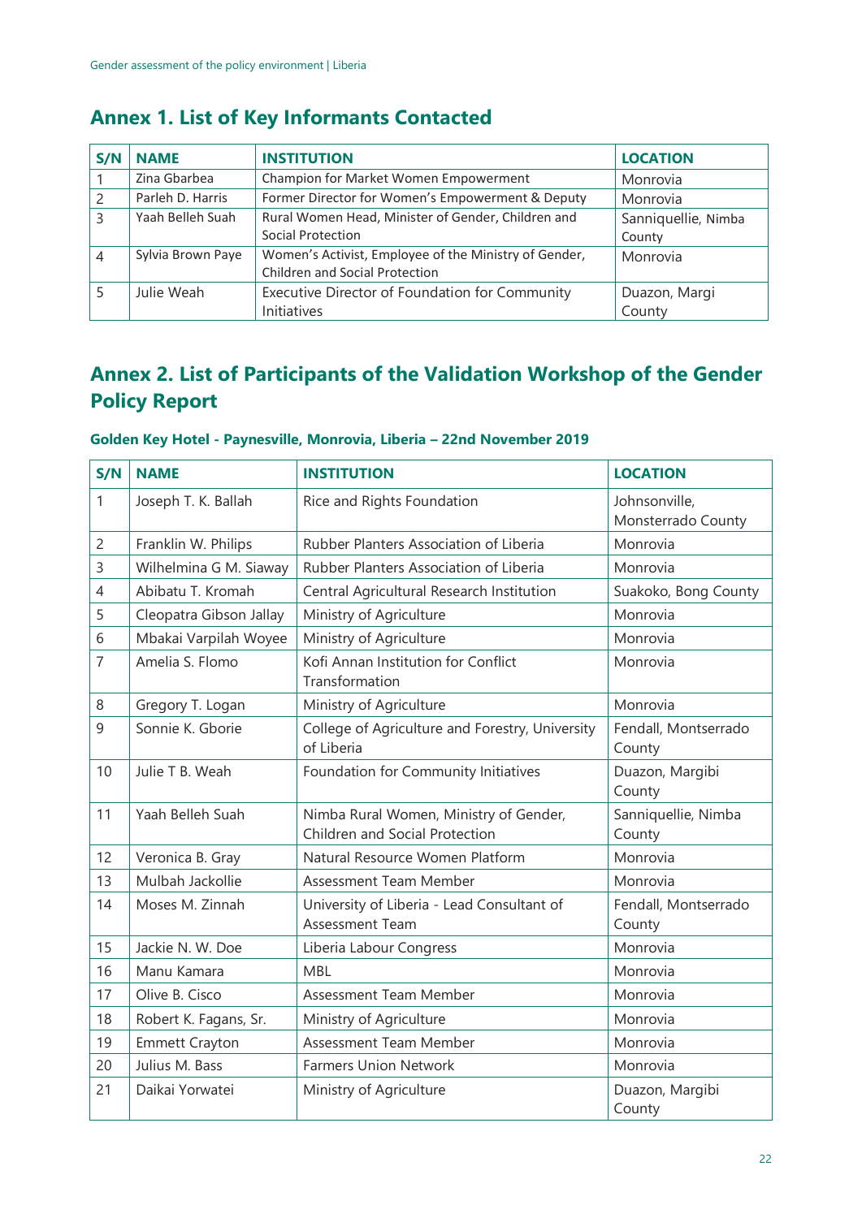## Annex 1. List of Key Informants Contacted

| S/N | NAME | INSTITUTION | LOCATION |
|---|---|---|---|
| 1 | Zina Gbarbea | Champion for Market Women Empowerment | Monrovia |
| 2 | Parleh D. Harris | Former Director for Women's Empowerment & Deputy | Monrovia |
| 3 | Yaah Belleh Suah | Rural Women Head, Minister of Gender, Children and Social Protection | Sanniquellie, Nimba County |
| 4 | Sylvia Brown Paye | Women's Activist, Employee of the Ministry of Gender, Children and Social Protection | Monrovia |
| 5 | Julie Weah | Executive Director of Foundation for Community Initiatives | Duazon, Margi County |

## Annex 2. List of Participants of the Validation Workshop of the Gender Policy Report

### Golden Key Hotel - Paynesville, Monrovia, Liberia – 22nd November 2019

| S/N | NAME | INSTITUTION | LOCATION |
|---|---|---|---|
| 1 | Joseph T. K. Ballah | Rice and Rights Foundation | Johnsonville, Monsterrado County |
| 2 | Franklin W. Philips | Rubber Planters Association of Liberia | Monrovia |
| 3 | Wilhelmina G M. Siaway | Rubber Planters Association of Liberia | Monrovia |
| 4 | Abibatu T. Kromah | Central Agricultural Research Institution | Suakoko, Bong County |
| 5 | Cleopatra Gibson Jallay | Ministry of Agriculture | Monrovia |
| 6 | Mbakai Varpilah Woyee | Ministry of Agriculture | Monrovia |
| 7 | Amelia S. Flomo | Kofi Annan Institution for Conflict Transformation | Monrovia |
| 8 | Gregory T. Logan | Ministry of Agriculture | Monrovia |
| 9 | Sonnie K. Gborie | College of Agriculture and Forestry, University of Liberia | Fendall, Montserrado County |
| 10 | Julie T B. Weah | Foundation for Community Initiatives | Duazon, Margibi County |
| 11 | Yaah Belleh Suah | Nimba Rural Women, Ministry of Gender, Children and Social Protection | Sanniquellie, Nimba County |
| 12 | Veronica B. Gray | Natural Resource Women Platform | Monrovia |
| 13 | Mulbah Jackollie | Assessment Team Member | Monrovia |
| 14 | Moses M. Zinnah | University of Liberia - Lead Consultant of Assessment Team | Fendall, Montserrado County |
| 15 | Jackie N. W. Doe | Liberia Labour Congress | Monrovia |
| 16 | Manu Kamara | MBL | Monrovia |
| 17 | Olive B. Cisco | Assessment Team Member | Monrovia |
| 18 | Robert K. Fagans, Sr. | Ministry of Agriculture | Monrovia |
| 19 | Emmett Crayton | Assessment Team Member | Monrovia |
| 20 | Julius M. Bass | Farmers Union Network | Monrovia |
| 21 | Daikai Yorwatei | Ministry of Agriculture | Duazon, Margibi County |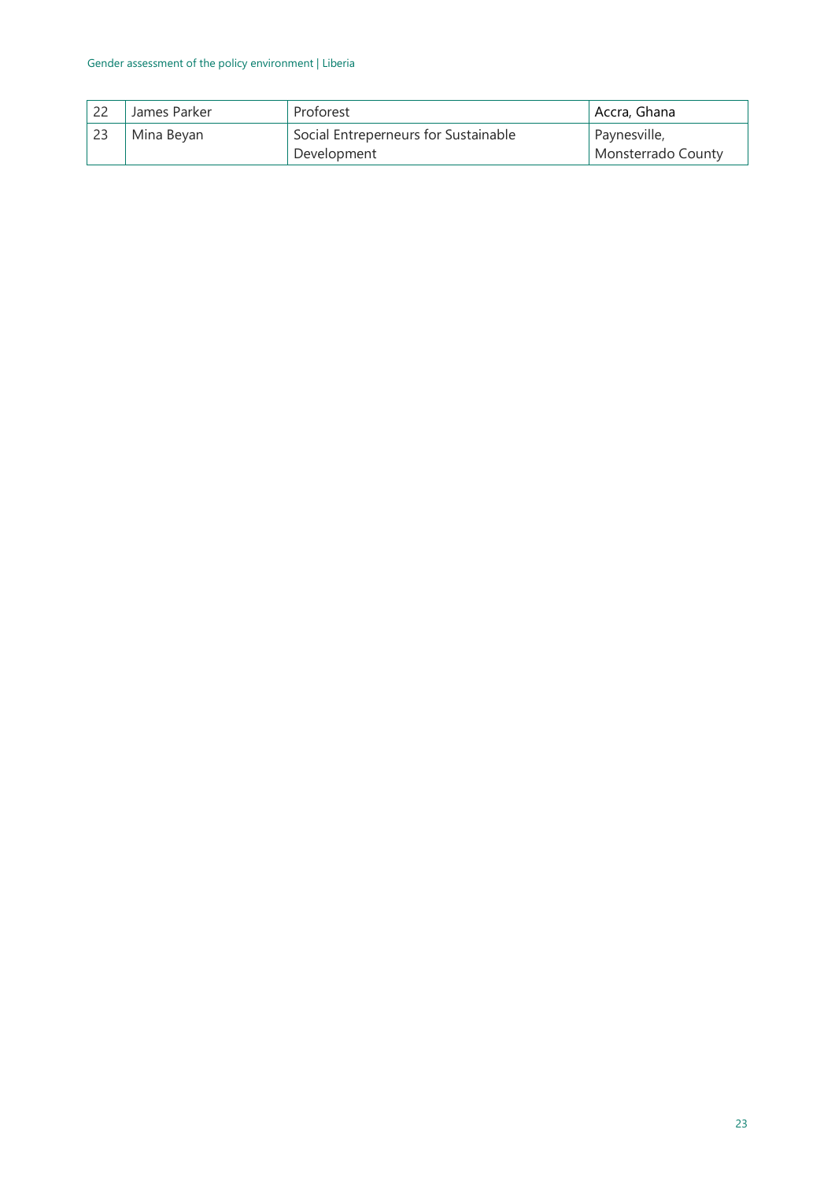| | | | |
|---|---|---|---|
| 22 | James Parker | Proforest | Accra, Ghana |
| 23 | Mina Beyan | Social Entreperneurs for Sustainable Development | Paynesville, Monsterrado County |